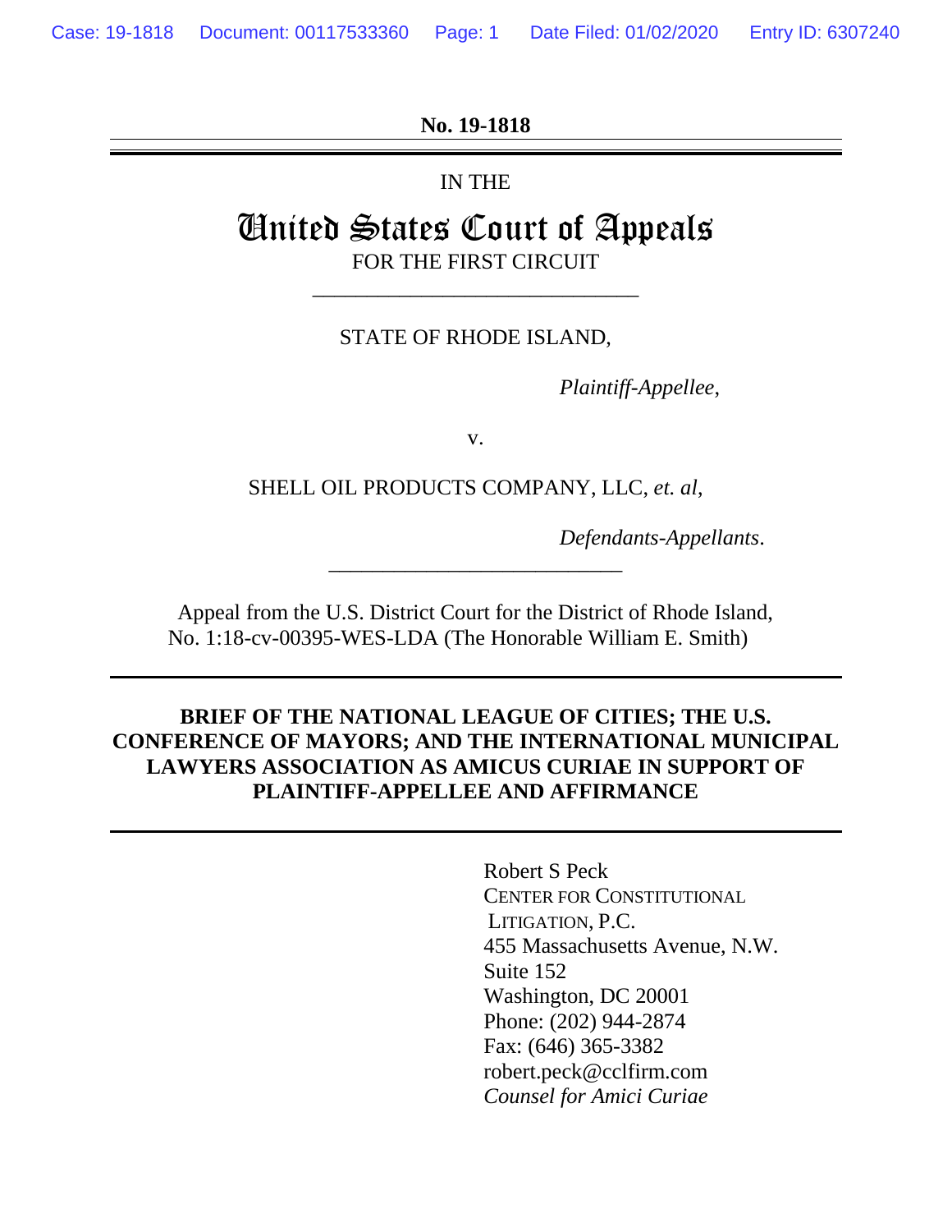**No. 19-1818**

---

IN THE

# United States Court of Appeals

FOR THE FIRST CIRCUIT

---

STATE OF RHODE ISLAND,

*Plaintiff-Appellee*,

v.

SHELL OIL PRODUCTS COMPANY, LLC, *et. al*,

*Defendants-Appellants*.

---

Appeal from the U.S. District Court for the District of Rhode Island,
No. 1:18-cv-00395-WES-LDA (The Honorable William E. Smith)

---

**BRIEF OF THE NATIONAL LEAGUE OF CITIES; THE U.S. CONFERENCE OF MAYORS; AND THE INTERNATIONAL MUNICIPAL LAWYERS ASSOCIATION AS AMICUS CURIAE IN SUPPORT OF PLAINTIFF-APPELLEE AND AFFIRMANCE**

---

Robert S Peck
CENTER FOR CONSTITUTIONAL LITIGATION, P.C.
455 Massachusetts Avenue, N.W.
Suite 152
Washington, DC 20001
Phone: (202) 944-2874
Fax: (646) 365-3382
robert.peck@cclfirm.com
*Counsel for Amici Curiae*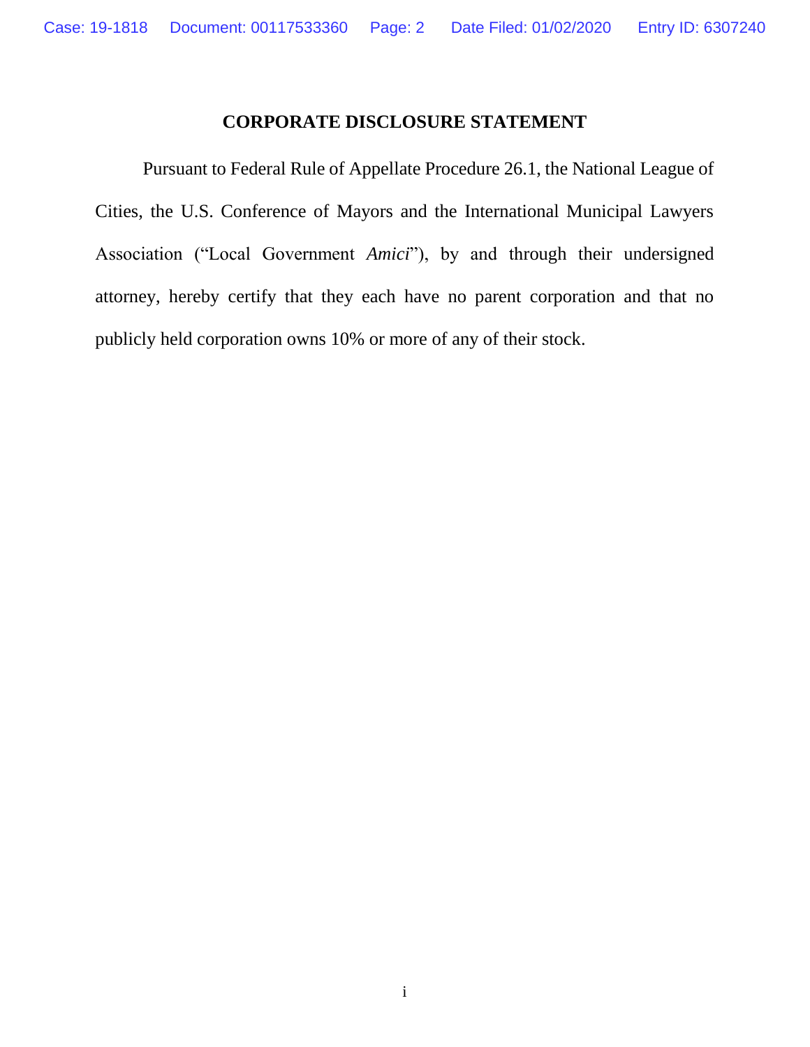# CORPORATE DISCLOSURE STATEMENT

Pursuant to Federal Rule of Appellate Procedure 26.1, the National League of Cities, the U.S. Conference of Mayors and the International Municipal Lawyers Association ("Local Government *Amici*"), by and through their undersigned attorney, hereby certify that they each have no parent corporation and that no publicly held corporation owns 10% or more of any of their stock.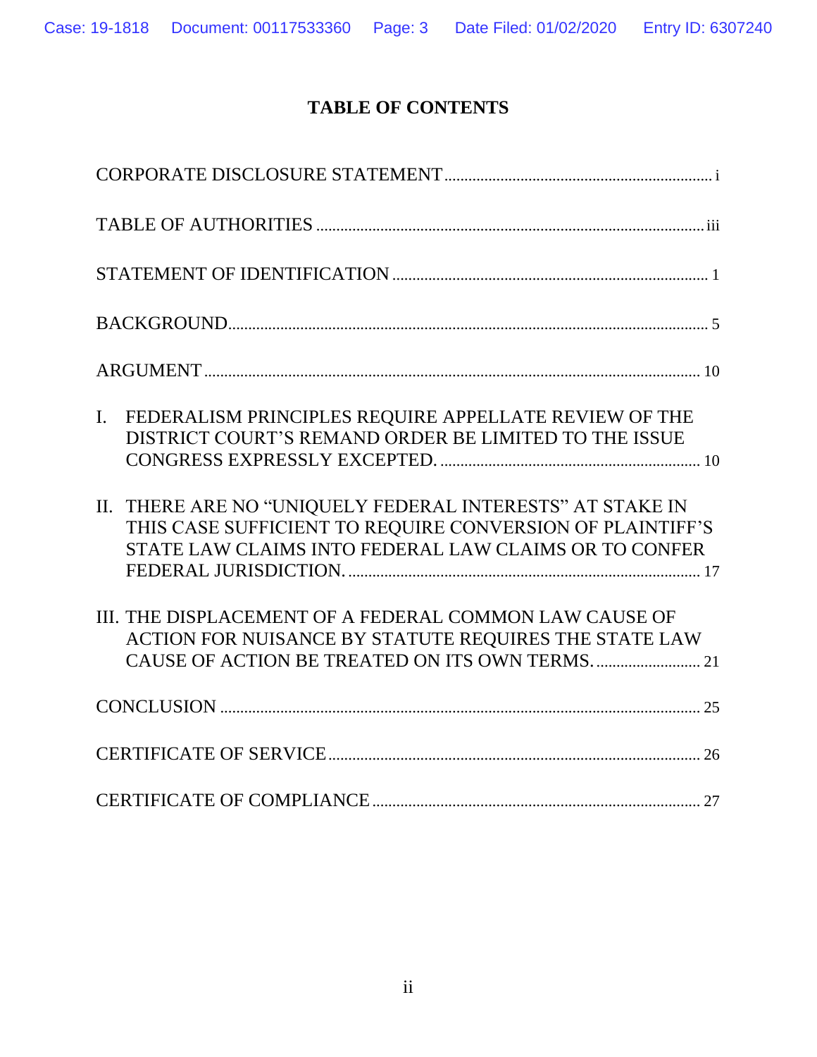# TABLE OF CONTENTS

CORPORATE DISCLOSURE STATEMENT .................................................................... i

TABLE OF AUTHORITIES .................................................................................... iii

STATEMENT OF IDENTIFICATION ........................................................................ 1

BACKGROUND........................................................................................................ 5

ARGUMENT ........................................................................................................... 10

I. FEDERALISM PRINCIPLES REQUIRE APPELLATE REVIEW OF THE DISTRICT COURT'S REMAND ORDER BE LIMITED TO THE ISSUE CONGRESS EXPRESSLY EXCEPTED. ................................................................. 10

II. THERE ARE NO "UNIQUELY FEDERAL INTERESTS" AT STAKE IN THIS CASE SUFFICIENT TO REQUIRE CONVERSION OF PLAINTIFF'S STATE LAW CLAIMS INTO FEDERAL LAW CLAIMS OR TO CONFER FEDERAL JURISDICTION. ....................................................................................... 17

III. THE DISPLACEMENT OF A FEDERAL COMMON LAW CAUSE OF ACTION FOR NUISANCE BY STATUTE REQUIRES THE STATE LAW CAUSE OF ACTION BE TREATED ON ITS OWN TERMS. .......................... 21

CONCLUSION ........................................................................................................ 25

CERTIFICATE OF SERVICE ................................................................................. 26

CERTIFICATE OF COMPLIANCE ........................................................................ 27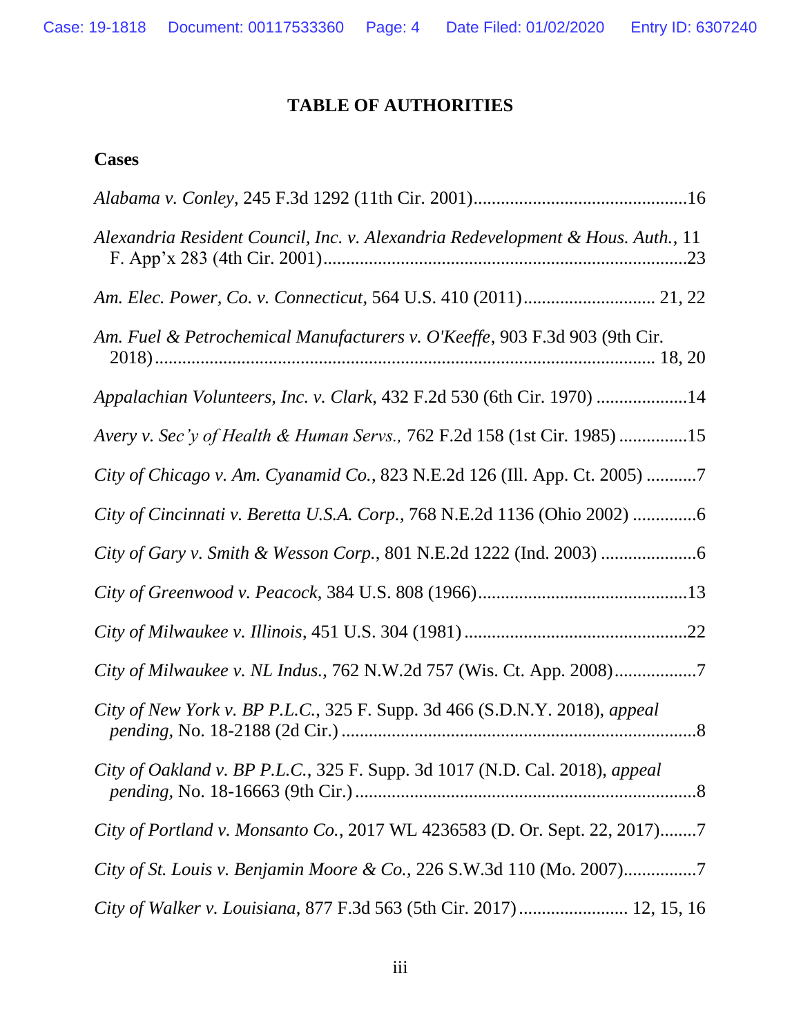# TABLE OF AUTHORITIES

## Cases

*Alabama v. Conley*, 245 F.3d 1292 (11th Cir. 2001)...............................................16

*Alexandria Resident Council, Inc. v. Alexandria Redevelopment & Hous. Auth.*, 11 F. App'x 283 (4th Cir. 2001)...............................................................................23

*Am. Elec. Power, Co. v. Connecticut*, 564 U.S. 410 (2011)............................ 21, 22

*Am. Fuel & Petrochemical Manufacturers v. O'Keeffe*, 903 F.3d 903 (9th Cir. 2018)........................................................................................................... 18, 20

*Appalachian Volunteers, Inc. v. Clark*, 432 F.2d 530 (6th Cir. 1970) ....................14

*Avery v. Sec'y of Health & Human Servs.,* 762 F.2d 158 (1st Cir. 1985) ...............15

*City of Chicago v. Am. Cyanamid Co.*, 823 N.E.2d 126 (Ill. App. Ct. 2005) ...........7

*City of Cincinnati v. Beretta U.S.A. Corp.*, 768 N.E.2d 1136 (Ohio 2002) ..............6

*City of Gary v. Smith & Wesson Corp.*, 801 N.E.2d 1222 (Ind. 2003) .....................6

*City of Greenwood v. Peacock*, 384 U.S. 808 (1966).............................................13

*City of Milwaukee v. Illinois*, 451 U.S. 304 (1981) ................................................22

*City of Milwaukee v. NL Indus.*, 762 N.W.2d 757 (Wis. Ct. App. 2008)..................7

*City of New York v. BP P.L.C.*, 325 F. Supp. 3d 466 (S.D.N.Y. 2018), *appeal pending*, No. 18-2188 (2d Cir.) .............................................................................8

*City of Oakland v. BP P.L.C.*, 325 F. Supp. 3d 1017 (N.D. Cal. 2018), *appeal pending*, No. 18-16663 (9th Cir.) ..........................................................................8

*City of Portland v. Monsanto Co.*, 2017 WL 4236583 (D. Or. Sept. 22, 2017)........7

*City of St. Louis v. Benjamin Moore & Co.*, 226 S.W.3d 110 (Mo. 2007)................7

*City of Walker v. Louisiana*, 877 F.3d 563 (5th Cir. 2017) ........................ 12, 15, 16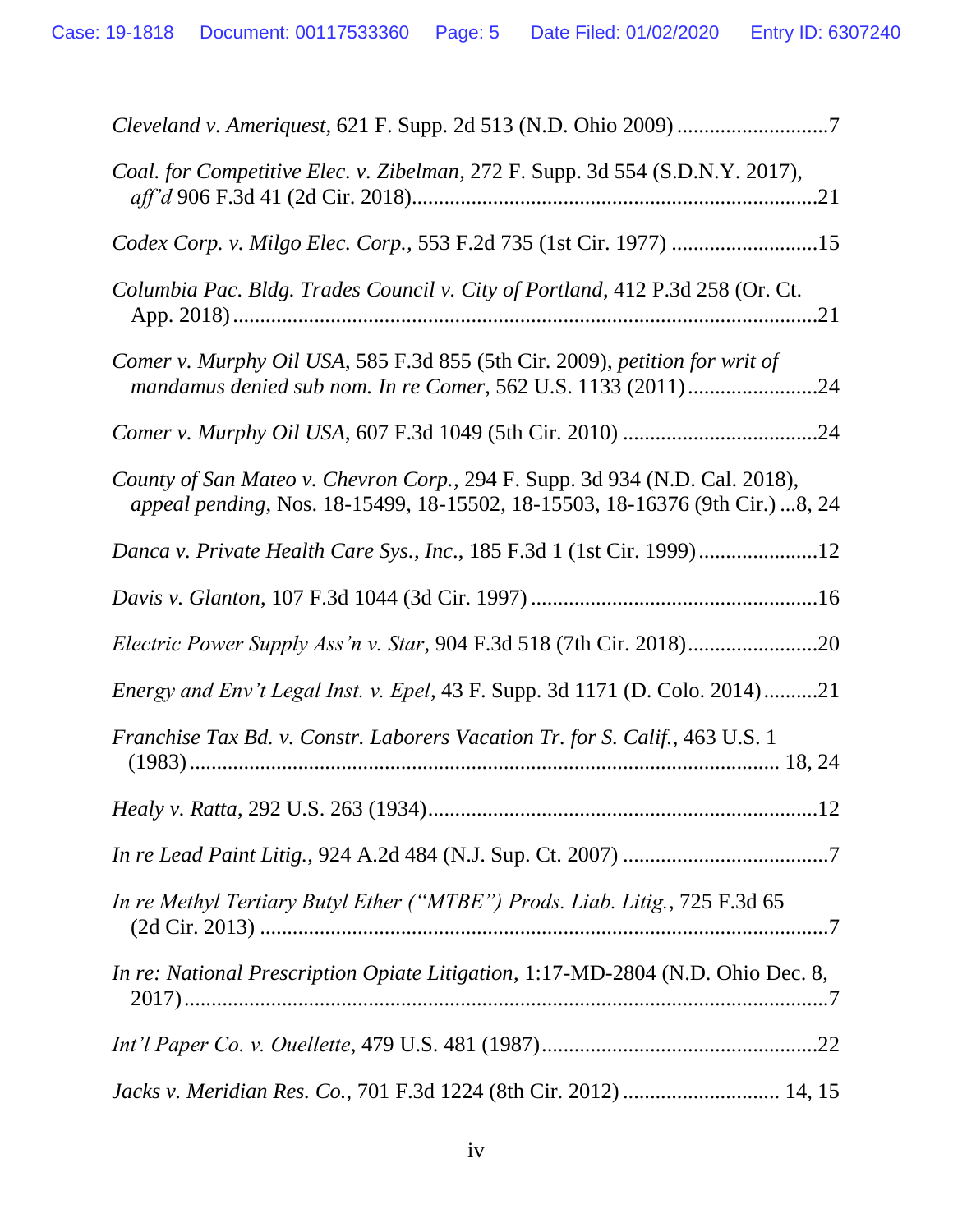*Cleveland v. Ameriquest*, 621 F. Supp. 2d 513 (N.D. Ohio 2009) ............................7

*Coal. for Competitive Elec. v. Zibelman*, 272 F. Supp. 3d 554 (S.D.N.Y. 2017), *aff'd* 906 F.3d 41 (2d Cir. 2018)..........................................................................21

*Codex Corp. v. Milgo Elec. Corp.*, 553 F.2d 735 (1st Cir. 1977) ...........................15

*Columbia Pac. Bldg. Trades Council v. City of Portland*, 412 P.3d 258 (Or. Ct. App. 2018)............................................................................................................21

*Comer v. Murphy Oil USA*, 585 F.3d 855 (5th Cir. 2009), *petition for writ of mandamus denied sub nom. In re Comer*, 562 U.S. 1133 (2011) ........................24

*Comer v. Murphy Oil USA*, 607 F.3d 1049 (5th Cir. 2010) ....................................24

*County of San Mateo v. Chevron Corp.*, 294 F. Supp. 3d 934 (N.D. Cal. 2018), *appeal pending*, Nos. 18-15499, 18-15502, 18-15503, 18-16376 (9th Cir.) ...8, 24

*Danca v. Private Health Care Sys., Inc.*, 185 F.3d 1 (1st Cir. 1999) ......................12

*Davis v. Glanton*, 107 F.3d 1044 (3d Cir. 1997) .....................................................16

*Electric Power Supply Ass'n v. Star*, 904 F.3d 518 (7th Cir. 2018)........................20

*Energy and Env't Legal Inst. v. Epel*, 43 F. Supp. 3d 1171 (D. Colo. 2014)..........21

*Franchise Tax Bd. v. Constr. Laborers Vacation Tr. for S. Calif.*, 463 U.S. 1 (1983) ............................................................................................................. 18, 24

*Healy v. Ratta*, 292 U.S. 263 (1934)........................................................................12

*In re Lead Paint Litig.*, 924 A.2d 484 (N.J. Sup. Ct. 2007) ......................................7

*In re Methyl Tertiary Butyl Ether ("MTBE") Prods. Liab. Litig.*, 725 F.3d 65 (2d Cir. 2013) .........................................................................................................7

*In re: National Prescription Opiate Litigation*, 1:17-MD-2804 (N.D. Ohio Dec. 8, 2017)..........................................................................................................................7

*Int'l Paper Co. v. Ouellette*, 479 U.S. 481 (1987)...................................................22

*Jacks v. Meridian Res. Co.*, 701 F.3d 1224 (8th Cir. 2012) ............................ 14, 15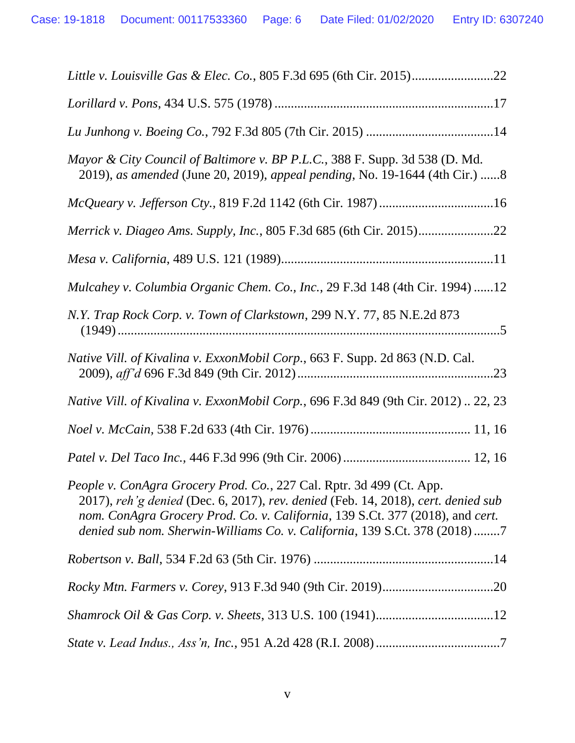*Little v. Louisville Gas & Elec. Co.*, 805 F.3d 695 (6th Cir. 2015)........................22

*Lorillard v. Pons*, 434 U.S. 575 (1978) ..................................................................17

*Lu Junhong v. Boeing Co.*, 792 F.3d 805 (7th Cir. 2015) .......................................14

*Mayor & City Council of Baltimore v. BP P.L.C.*, 388 F. Supp. 3d 538 (D. Md. 2019), *as amended* (June 20, 2019), *appeal pending*, No. 19-1644 (4th Cir.) ......8

*McQueary v. Jefferson Cty.*, 819 F.2d 1142 (6th Cir. 1987) ..................................16

*Merrick v. Diageo Ams. Supply, Inc.*, 805 F.3d 685 (6th Cir. 2015).......................22

*Mesa v. California*, 489 U.S. 121 (1989).................................................................11

*Mulcahey v. Columbia Organic Chem. Co., Inc.*, 29 F.3d 148 (4th Cir. 1994) ......12

*N.Y. Trap Rock Corp. v. Town of Clarkstown*, 299 N.Y. 77, 85 N.E.2d 873 (1949) ....................................................................................................................5

*Native Vill. of Kivalina v. ExxonMobil Corp.*, 663 F. Supp. 2d 863 (N.D. Cal. 2009), *aff'd* 696 F.3d 849 (9th Cir. 2012) ............................................................23

*Native Vill. of Kivalina v. ExxonMobil Corp.*, 696 F.3d 849 (9th Cir. 2012) .. 22, 23

*Noel v. McCain*, 538 F.2d 633 (4th Cir. 1976) ............................................... 11, 16

*Patel v. Del Taco Inc.*, 446 F.3d 996 (9th Cir. 2006) ...................................... 12, 16

*People v. ConAgra Grocery Prod. Co.*, 227 Cal. Rptr. 3d 499 (Ct. App. 2017), *reh'g denied* (Dec. 6, 2017), *rev. denied* (Feb. 14, 2018), *cert. denied sub nom. ConAgra Grocery Prod. Co. v. California*, 139 S.Ct. 377 (2018), and *cert. denied sub nom. Sherwin-Williams Co. v. California*, 139 S.Ct. 378 (2018) ........7

*Robertson v. Ball*, 534 F.2d 63 (5th Cir. 1976) .......................................................14

*Rocky Mtn. Farmers v. Corey*, 913 F.3d 940 (9th Cir. 2019)..................................20

*Shamrock Oil & Gas Corp. v. Sheets*, 313 U.S. 100 (1941)....................................12

*State v. Lead Indus., Ass'n, Inc.*, 951 A.2d 428 (R.I. 2008) .....................................7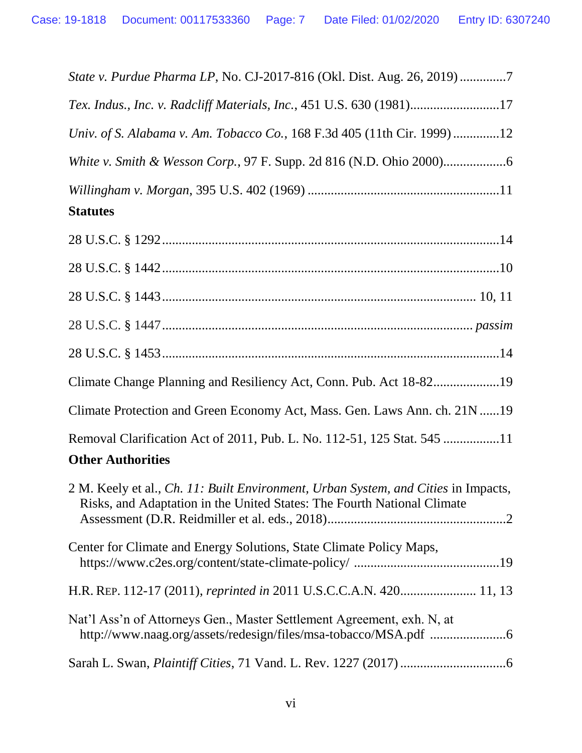*State v. Purdue Pharma LP*, No. CJ-2017-816 (Okl. Dist. Aug. 26, 2019) ..............7

*Tex. Indus., Inc. v. Radcliff Materials, Inc.*, 451 U.S. 630 (1981)...........................17

*Univ. of S. Alabama v. Am. Tobacco Co.*, 168 F.3d 405 (11th Cir. 1999) ..............12

*White v. Smith & Wesson Corp.*, 97 F. Supp. 2d 816 (N.D. Ohio 2000)...................6

*Willingham v. Morgan*, 395 U.S. 402 (1969) .........................................................11

**Statutes**

28 U.S.C. § 1292 ......................................................................................................14

28 U.S.C. § 1442 ......................................................................................................10

28 U.S.C. § 1443 ................................................................................................ 10, 11

28 U.S.C. § 1447 ................................................................................................ *passim*

28 U.S.C. § 1453 ......................................................................................................14

Climate Change Planning and Resiliency Act, Conn. Pub. Act 18-82....................19

Climate Protection and Green Economy Act, Mass. Gen. Laws Ann. ch. 21N ......19

Removal Clarification Act of 2011, Pub. L. No. 112-51, 125 Stat. 545 .................11

**Other Authorities**

2 M. Keely et al., *Ch. 11: Built Environment, Urban System, and Cities* in Impacts, Risks, and Adaptation in the United States: The Fourth National Climate Assessment (D.R. Reidmiller et al. eds., 2018).....................................................2

Center for Climate and Energy Solutions, State Climate Policy Maps, https://www.c2es.org/content/state-climate-policy/ ...........................................19

H.R. REP. 112-17 (2011), *reprinted in* 2011 U.S.C.C.A.N. 420....................... 11, 13

Nat'l Ass'n of Attorneys Gen., Master Settlement Agreement, exh. N, at http://www.naag.org/assets/redesign/files/msa-tobacco/MSA.pdf .......................6

Sarah L. Swan, *Plaintiff Cities*, 71 Vand. L. Rev. 1227 (2017) ................................6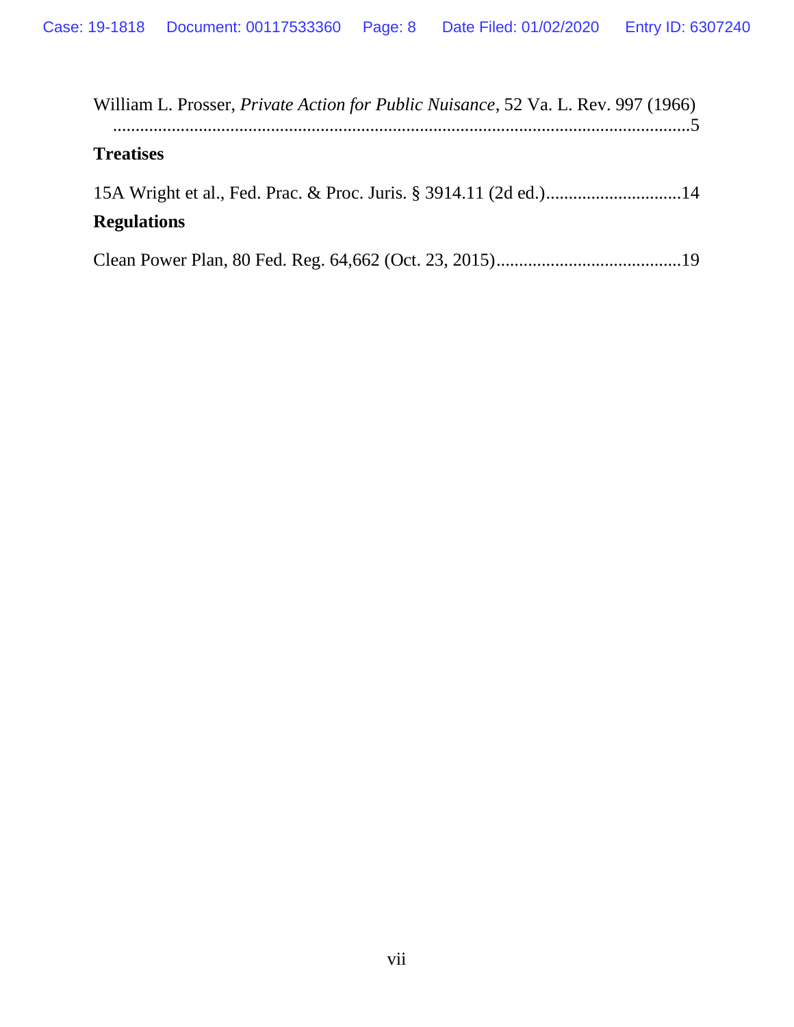William L. Prosser, *Private Action for Public Nuisance*, 52 Va. L. Rev. 997 (1966) ..........5

**Treatises**

15A Wright et al., Fed. Prac. & Proc. Juris. § 3914.11 (2d ed.)..........14

**Regulations**

Clean Power Plan, 80 Fed. Reg. 64,662 (Oct. 23, 2015)..........19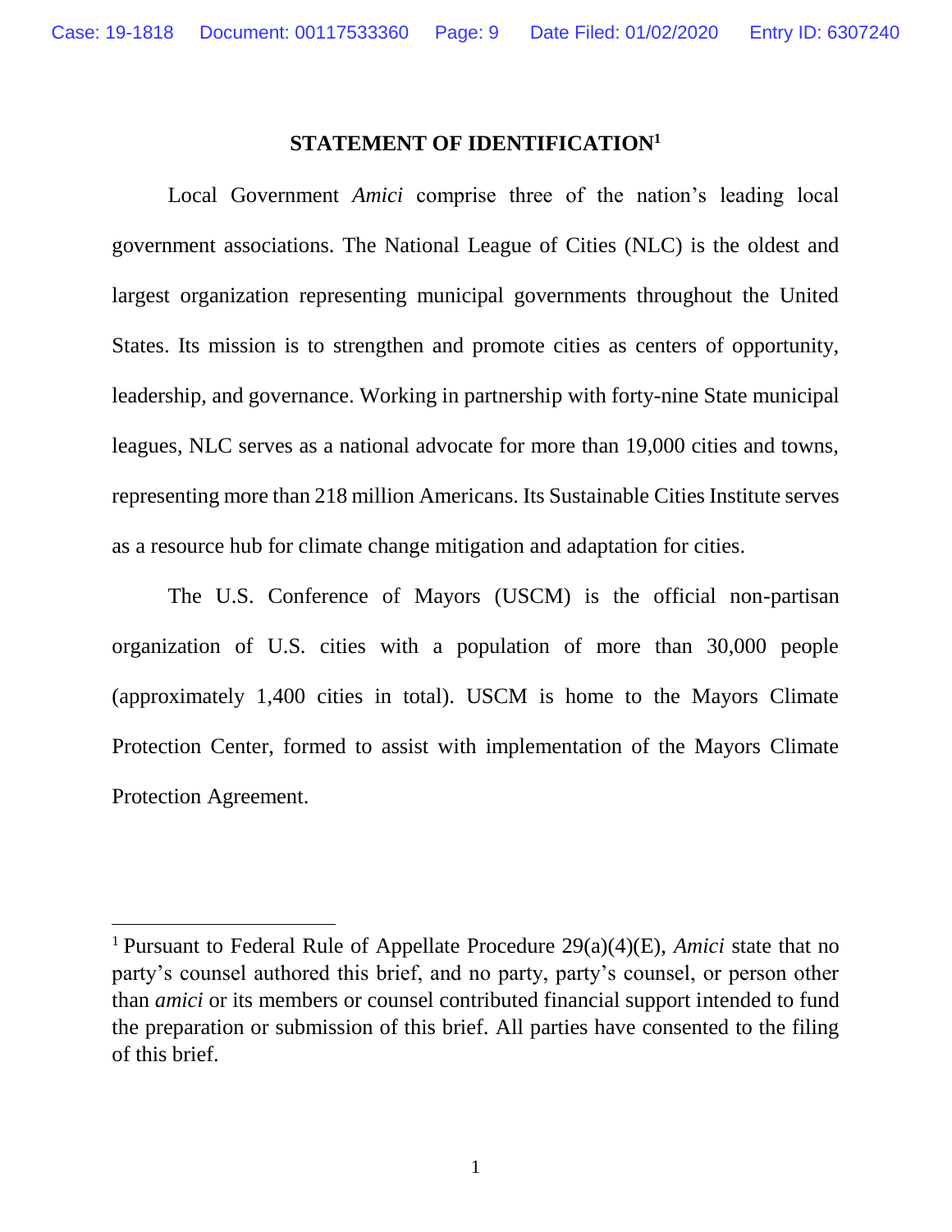## STATEMENT OF IDENTIFICATION[1]

Local Government *Amici* comprise three of the nation's leading local government associations. The National League of Cities (NLC) is the oldest and largest organization representing municipal governments throughout the United States. Its mission is to strengthen and promote cities as centers of opportunity, leadership, and governance. Working in partnership with forty-nine State municipal leagues, NLC serves as a national advocate for more than 19,000 cities and towns, representing more than 218 million Americans. Its Sustainable Cities Institute serves as a resource hub for climate change mitigation and adaptation for cities.

The U.S. Conference of Mayors (USCM) is the official non-partisan organization of U.S. cities with a population of more than 30,000 people (approximately 1,400 cities in total). USCM is home to the Mayors Climate Protection Center, formed to assist with implementation of the Mayors Climate Protection Agreement.

---

[1] Pursuant to Federal Rule of Appellate Procedure 29(a)(4)(E), *Amici* state that no party's counsel authored this brief, and no party, party's counsel, or person other than *amici* or its members or counsel contributed financial support intended to fund the preparation or submission of this brief. All parties have consented to the filing of this brief.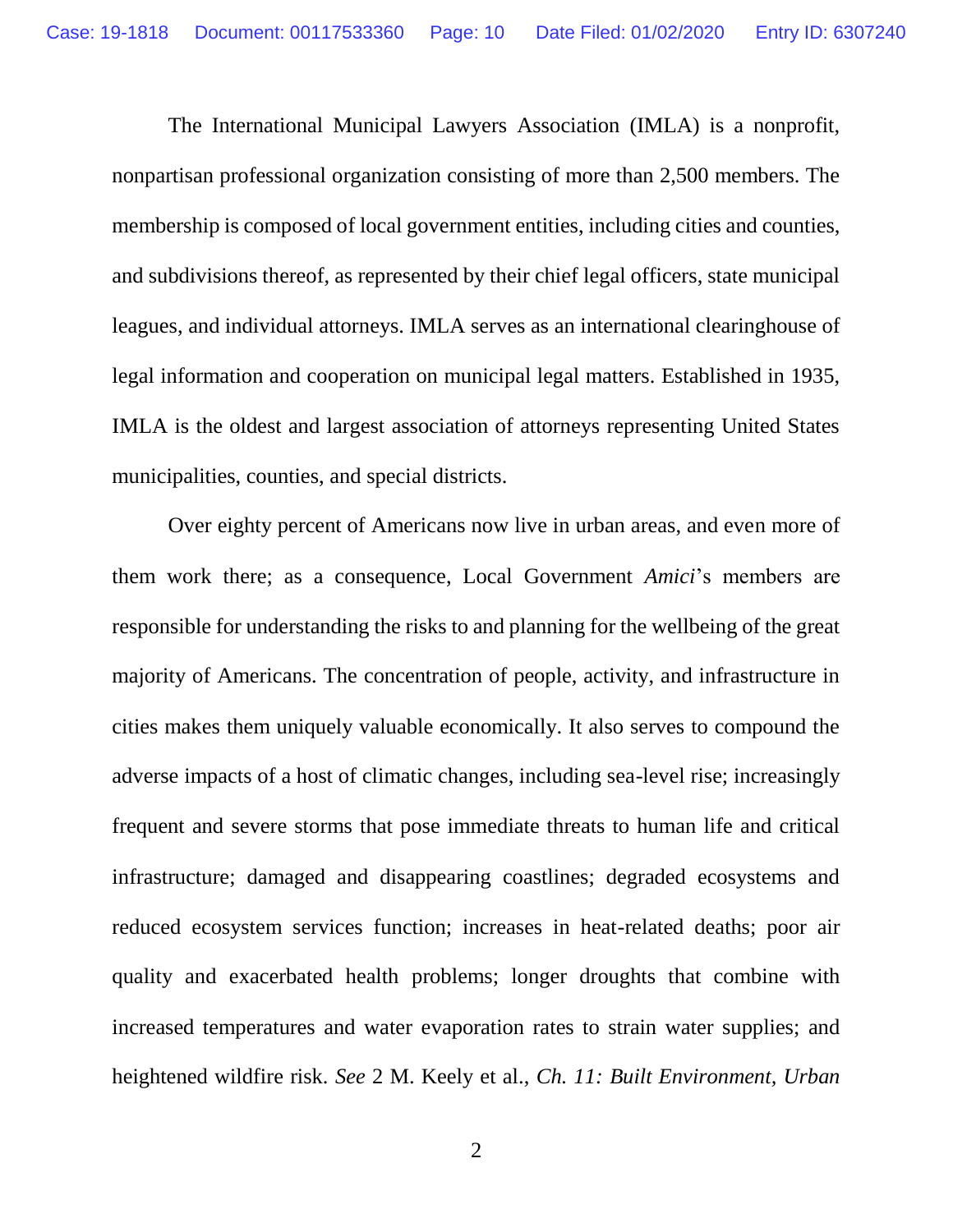The International Municipal Lawyers Association (IMLA) is a nonprofit, nonpartisan professional organization consisting of more than 2,500 members. The membership is composed of local government entities, including cities and counties, and subdivisions thereof, as represented by their chief legal officers, state municipal leagues, and individual attorneys. IMLA serves as an international clearinghouse of legal information and cooperation on municipal legal matters. Established in 1935, IMLA is the oldest and largest association of attorneys representing United States municipalities, counties, and special districts.

Over eighty percent of Americans now live in urban areas, and even more of them work there; as a consequence, Local Government *Amici*'s members are responsible for understanding the risks to and planning for the wellbeing of the great majority of Americans. The concentration of people, activity, and infrastructure in cities makes them uniquely valuable economically. It also serves to compound the adverse impacts of a host of climatic changes, including sea-level rise; increasingly frequent and severe storms that pose immediate threats to human life and critical infrastructure; damaged and disappearing coastlines; degraded ecosystems and reduced ecosystem services function; increases in heat-related deaths; poor air quality and exacerbated health problems; longer droughts that combine with increased temperatures and water evaporation rates to strain water supplies; and heightened wildfire risk. *See* 2 M. Keely et al., *Ch. 11: Built Environment, Urban*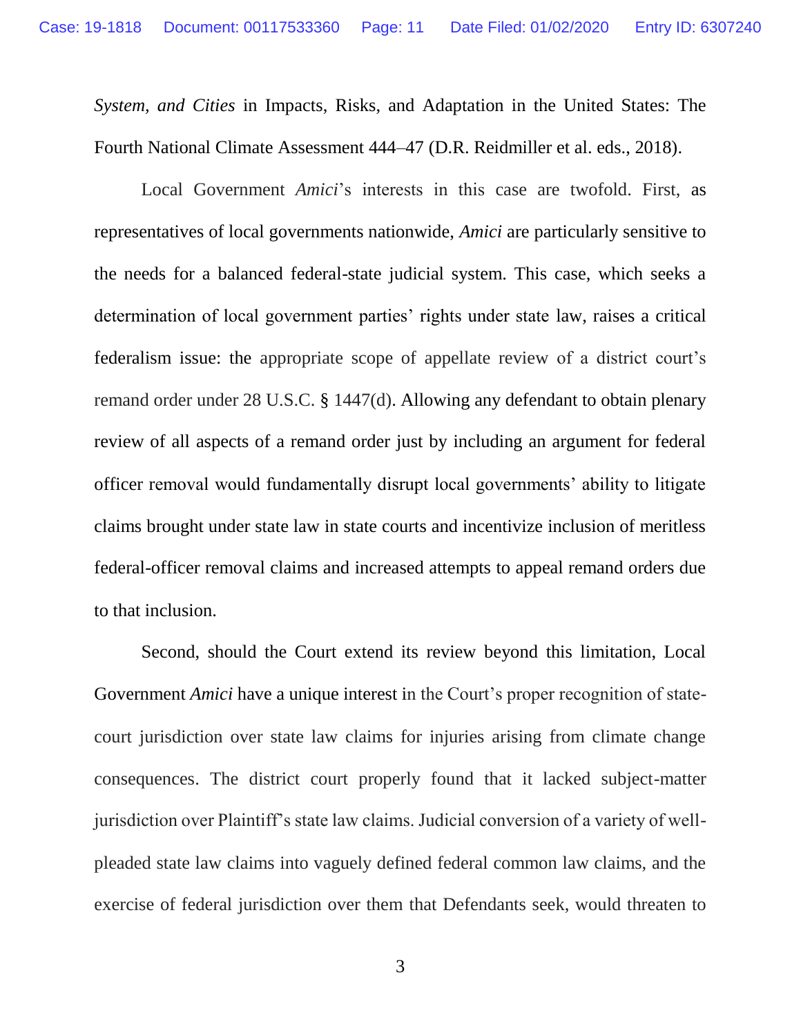*System, and Cities* in Impacts, Risks, and Adaptation in the United States: The Fourth National Climate Assessment 444–47 (D.R. Reidmiller et al. eds., 2018).

Local Government *Amici*'s interests in this case are twofold. First, as representatives of local governments nationwide, *Amici* are particularly sensitive to the needs for a balanced federal-state judicial system. This case, which seeks a determination of local government parties' rights under state law, raises a critical federalism issue: the appropriate scope of appellate review of a district court's remand order under 28 U.S.C. § 1447(d). Allowing any defendant to obtain plenary review of all aspects of a remand order just by including an argument for federal officer removal would fundamentally disrupt local governments' ability to litigate claims brought under state law in state courts and incentivize inclusion of meritless federal-officer removal claims and increased attempts to appeal remand orders due to that inclusion.

Second, should the Court extend its review beyond this limitation, Local Government *Amici* have a unique interest in the Court's proper recognition of state-court jurisdiction over state law claims for injuries arising from climate change consequences. The district court properly found that it lacked subject-matter jurisdiction over Plaintiff's state law claims. Judicial conversion of a variety of well-pleaded state law claims into vaguely defined federal common law claims, and the exercise of federal jurisdiction over them that Defendants seek, would threaten to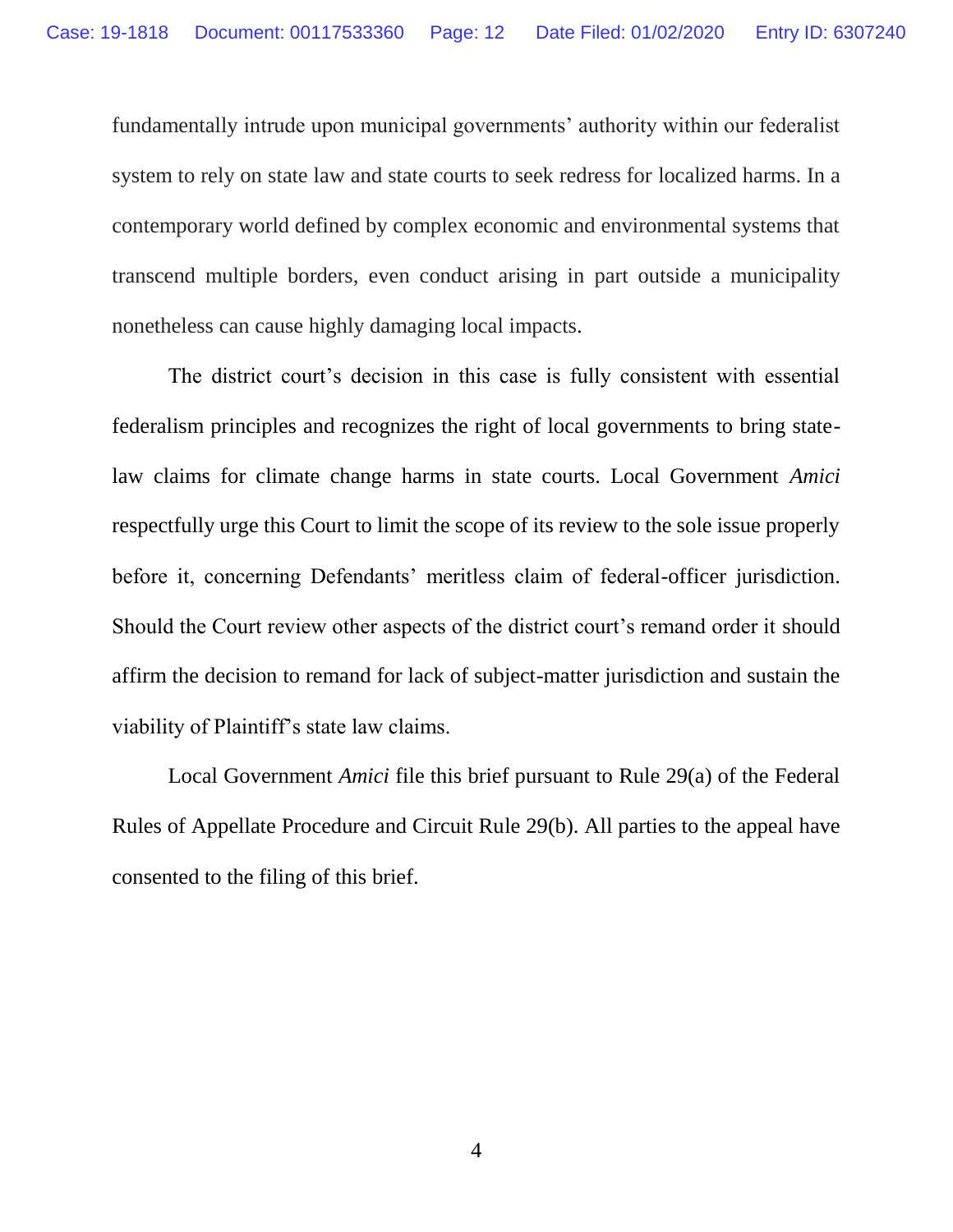fundamentally intrude upon municipal governments' authority within our federalist system to rely on state law and state courts to seek redress for localized harms. In a contemporary world defined by complex economic and environmental systems that transcend multiple borders, even conduct arising in part outside a municipality nonetheless can cause highly damaging local impacts.

The district court's decision in this case is fully consistent with essential federalism principles and recognizes the right of local governments to bring state-law claims for climate change harms in state courts. Local Government *Amici* respectfully urge this Court to limit the scope of its review to the sole issue properly before it, concerning Defendants' meritless claim of federal-officer jurisdiction. Should the Court review other aspects of the district court's remand order it should affirm the decision to remand for lack of subject-matter jurisdiction and sustain the viability of Plaintiff's state law claims.

Local Government *Amici* file this brief pursuant to Rule 29(a) of the Federal Rules of Appellate Procedure and Circuit Rule 29(b). All parties to the appeal have consented to the filing of this brief.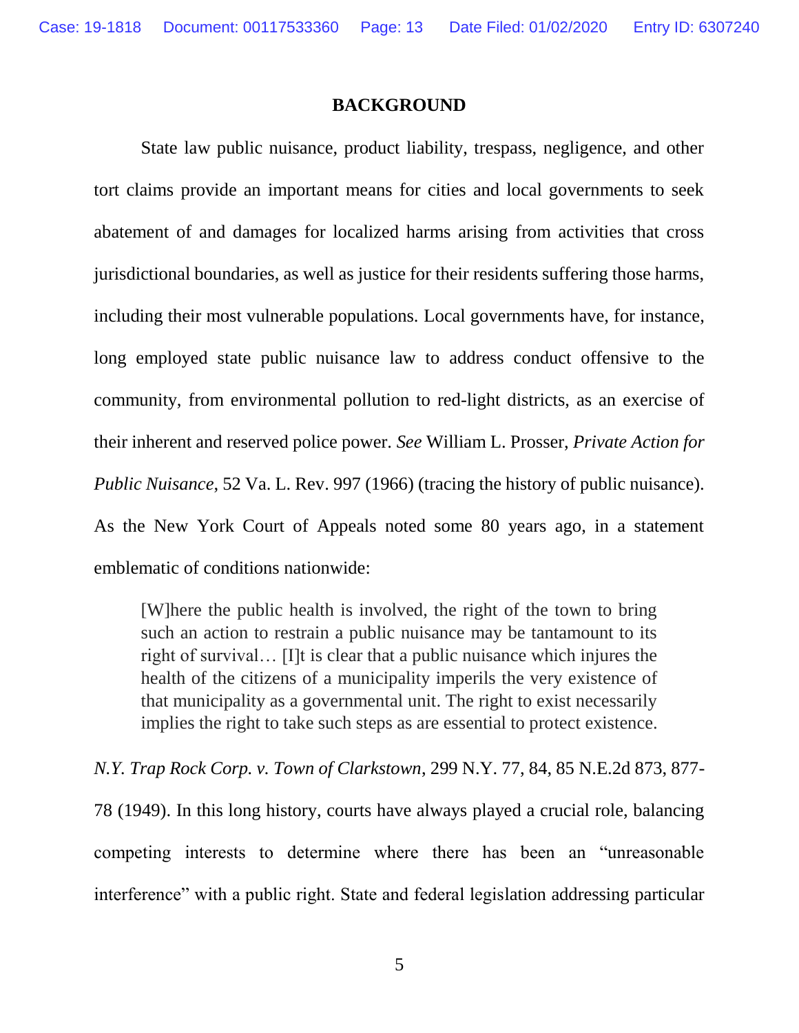## BACKGROUND

State law public nuisance, product liability, trespass, negligence, and other tort claims provide an important means for cities and local governments to seek abatement of and damages for localized harms arising from activities that cross jurisdictional boundaries, as well as justice for their residents suffering those harms, including their most vulnerable populations. Local governments have, for instance, long employed state public nuisance law to address conduct offensive to the community, from environmental pollution to red-light districts, as an exercise of their inherent and reserved police power. *See* William L. Prosser, *Private Action for Public Nuisance*, 52 Va. L. Rev. 997 (1966) (tracing the history of public nuisance). As the New York Court of Appeals noted some 80 years ago, in a statement emblematic of conditions nationwide:

> [W]here the public health is involved, the right of the town to bring such an action to restrain a public nuisance may be tantamount to its right of survival… [I]t is clear that a public nuisance which injures the health of the citizens of a municipality imperils the very existence of that municipality as a governmental unit. The right to exist necessarily implies the right to take such steps as are essential to protect existence.

*N.Y. Trap Rock Corp. v. Town of Clarkstown*, 299 N.Y. 77, 84, 85 N.E.2d 873, 877-78 (1949). In this long history, courts have always played a crucial role, balancing competing interests to determine where there has been an "unreasonable interference" with a public right. State and federal legislation addressing particular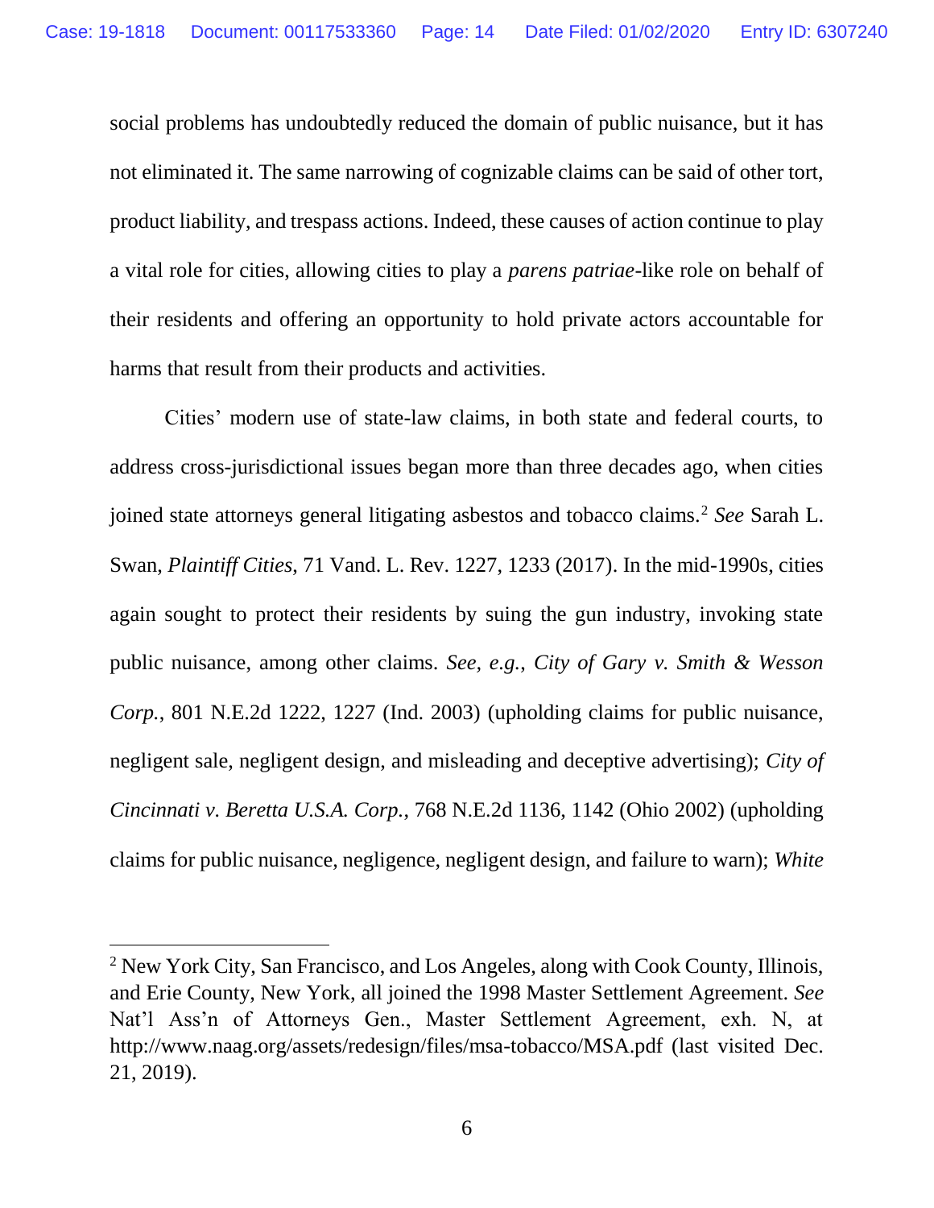social problems has undoubtedly reduced the domain of public nuisance, but it has not eliminated it. The same narrowing of cognizable claims can be said of other tort, product liability, and trespass actions. Indeed, these causes of action continue to play a vital role for cities, allowing cities to play a *parens patriae*-like role on behalf of their residents and offering an opportunity to hold private actors accountable for harms that result from their products and activities.

Cities' modern use of state-law claims, in both state and federal courts, to address cross-jurisdictional issues began more than three decades ago, when cities joined state attorneys general litigating asbestos and tobacco claims.[2] *See* Sarah L. Swan, *Plaintiff Cities*, 71 Vand. L. Rev. 1227, 1233 (2017). In the mid-1990s, cities again sought to protect their residents by suing the gun industry, invoking state public nuisance, among other claims. *See, e.g.*, *City of Gary v. Smith & Wesson Corp.*, 801 N.E.2d 1222, 1227 (Ind. 2003) (upholding claims for public nuisance, negligent sale, negligent design, and misleading and deceptive advertising); *City of Cincinnati v. Beretta U.S.A. Corp.*, 768 N.E.2d 1136, 1142 (Ohio 2002) (upholding claims for public nuisance, negligence, negligent design, and failure to warn); *White*

---

[2] New York City, San Francisco, and Los Angeles, along with Cook County, Illinois, and Erie County, New York, all joined the 1998 Master Settlement Agreement. *See* Nat'l Ass'n of Attorneys Gen., Master Settlement Agreement, exh. N, at http://www.naag.org/assets/redesign/files/msa-tobacco/MSA.pdf (last visited Dec. 21, 2019).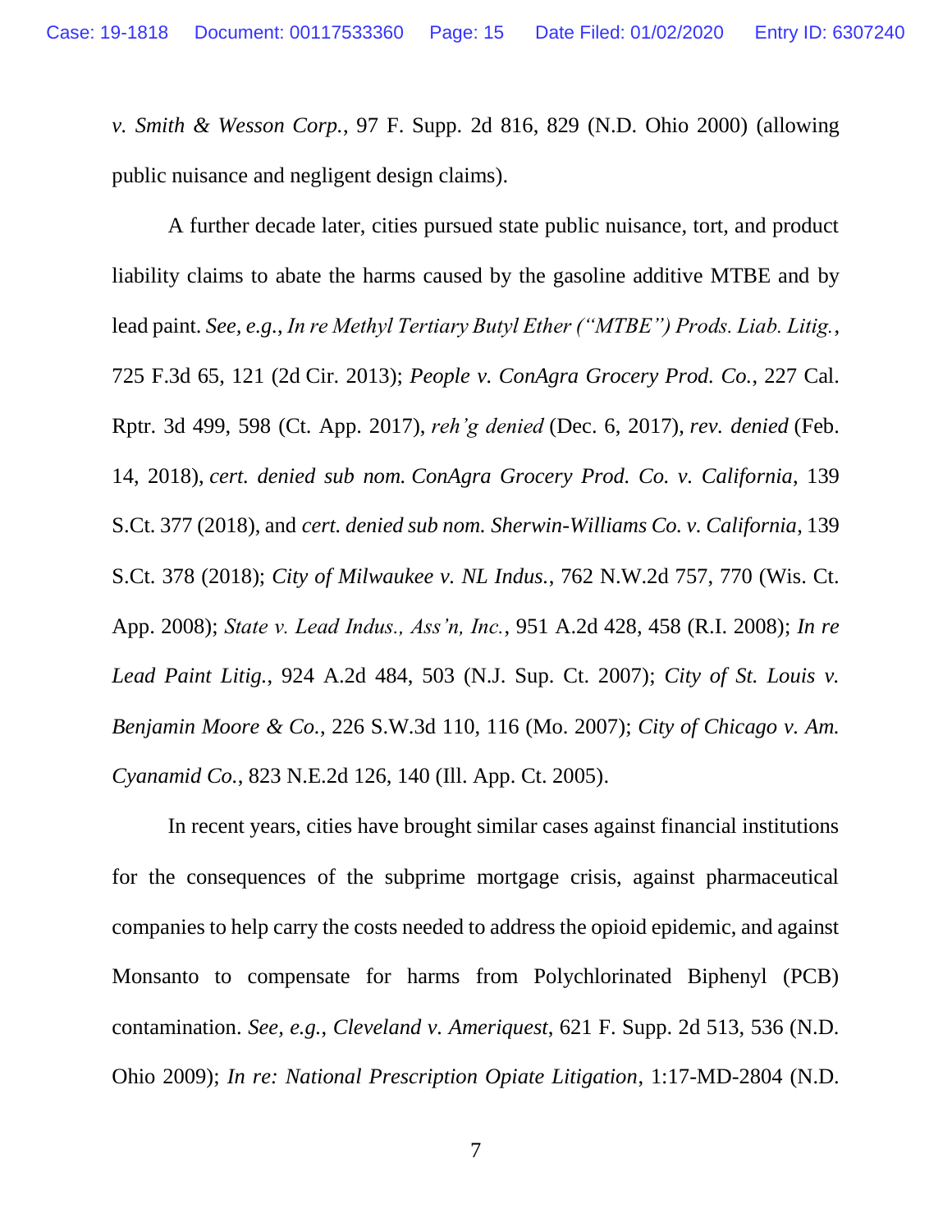*v. Smith & Wesson Corp.*, 97 F. Supp. 2d 816, 829 (N.D. Ohio 2000) (allowing public nuisance and negligent design claims).

A further decade later, cities pursued state public nuisance, tort, and product liability claims to abate the harms caused by the gasoline additive MTBE and by lead paint. *See, e.g.*, *In re Methyl Tertiary Butyl Ether ("MTBE") Prods. Liab. Litig.*, 725 F.3d 65, 121 (2d Cir. 2013); *People v. ConAgra Grocery Prod. Co.*, 227 Cal. Rptr. 3d 499, 598 (Ct. App. 2017), *reh'g denied* (Dec. 6, 2017), *rev. denied* (Feb. 14, 2018), *cert. denied sub nom. ConAgra Grocery Prod. Co. v. California*, 139 S.Ct. 377 (2018), and *cert. denied sub nom. Sherwin-Williams Co. v. California*, 139 S.Ct. 378 (2018); *City of Milwaukee v. NL Indus.*, 762 N.W.2d 757, 770 (Wis. Ct. App. 2008); *State v. Lead Indus., Ass'n, Inc.*, 951 A.2d 428, 458 (R.I. 2008); *In re Lead Paint Litig.*, 924 A.2d 484, 503 (N.J. Sup. Ct. 2007); *City of St. Louis v. Benjamin Moore & Co.*, 226 S.W.3d 110, 116 (Mo. 2007); *City of Chicago v. Am. Cyanamid Co.*, 823 N.E.2d 126, 140 (Ill. App. Ct. 2005).

In recent years, cities have brought similar cases against financial institutions for the consequences of the subprime mortgage crisis, against pharmaceutical companies to help carry the costs needed to address the opioid epidemic, and against Monsanto to compensate for harms from Polychlorinated Biphenyl (PCB) contamination. *See, e.g.*, *Cleveland v. Ameriquest*, 621 F. Supp. 2d 513, 536 (N.D. Ohio 2009); *In re: National Prescription Opiate Litigation*, 1:17-MD-2804 (N.D.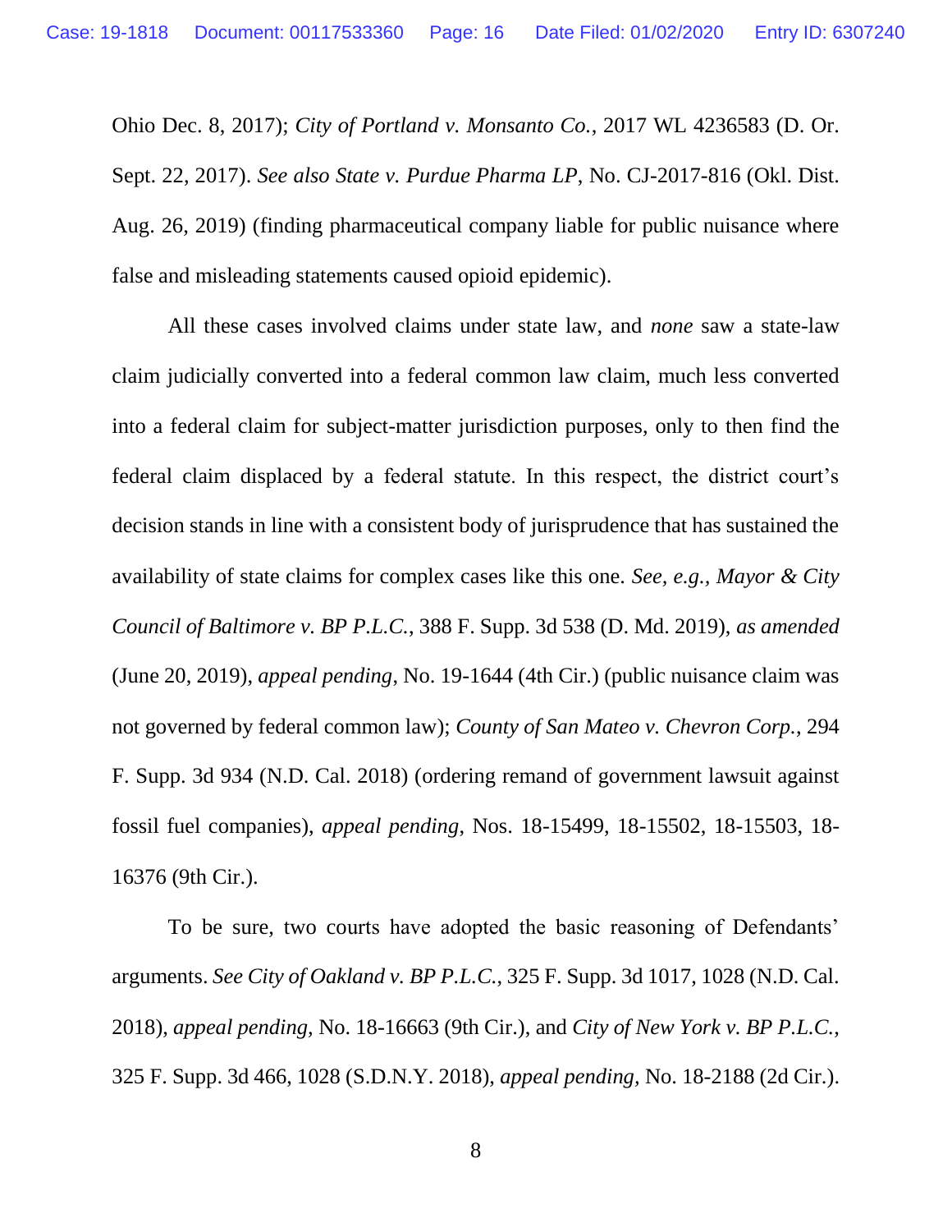Ohio Dec. 8, 2017); *City of Portland v. Monsanto Co.*, 2017 WL 4236583 (D. Or. Sept. 22, 2017). *See also State v. Purdue Pharma LP*, No. CJ-2017-816 (Okl. Dist. Aug. 26, 2019) (finding pharmaceutical company liable for public nuisance where false and misleading statements caused opioid epidemic).

All these cases involved claims under state law, and *none* saw a state-law claim judicially converted into a federal common law claim, much less converted into a federal claim for subject-matter jurisdiction purposes, only to then find the federal claim displaced by a federal statute. In this respect, the district court's decision stands in line with a consistent body of jurisprudence that has sustained the availability of state claims for complex cases like this one. *See, e.g., Mayor & City Council of Baltimore v. BP P.L.C.*, 388 F. Supp. 3d 538 (D. Md. 2019), *as amended* (June 20, 2019), *appeal pending*, No. 19-1644 (4th Cir.) (public nuisance claim was not governed by federal common law); *County of San Mateo v. Chevron Corp.*, 294 F. Supp. 3d 934 (N.D. Cal. 2018) (ordering remand of government lawsuit against fossil fuel companies), *appeal pending*, Nos. 18-15499, 18-15502, 18-15503, 18-16376 (9th Cir.).

To be sure, two courts have adopted the basic reasoning of Defendants' arguments. *See City of Oakland v. BP P.L.C.*, 325 F. Supp. 3d 1017, 1028 (N.D. Cal. 2018), *appeal pending*, No. 18-16663 (9th Cir.), and *City of New York v. BP P.L.C.*, 325 F. Supp. 3d 466, 1028 (S.D.N.Y. 2018), *appeal pending*, No. 18-2188 (2d Cir.).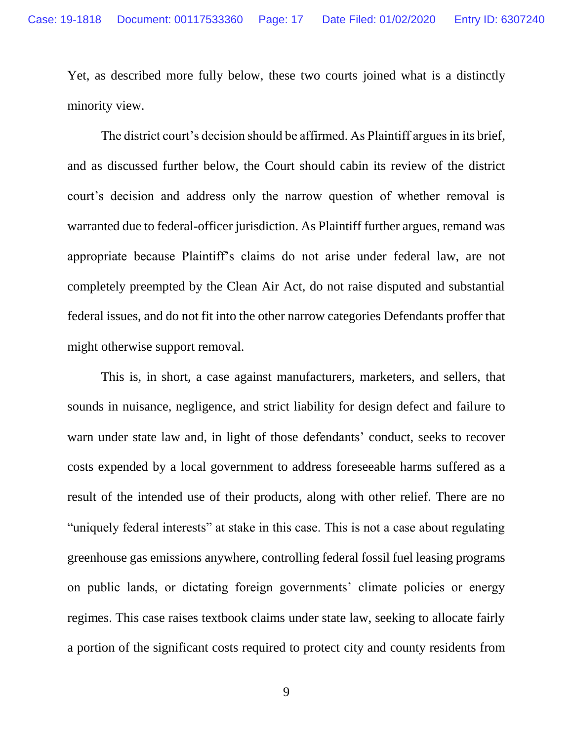Yet, as described more fully below, these two courts joined what is a distinctly minority view.

The district court's decision should be affirmed. As Plaintiff argues in its brief, and as discussed further below, the Court should cabin its review of the district court's decision and address only the narrow question of whether removal is warranted due to federal-officer jurisdiction. As Plaintiff further argues, remand was appropriate because Plaintiff's claims do not arise under federal law, are not completely preempted by the Clean Air Act, do not raise disputed and substantial federal issues, and do not fit into the other narrow categories Defendants proffer that might otherwise support removal.

This is, in short, a case against manufacturers, marketers, and sellers, that sounds in nuisance, negligence, and strict liability for design defect and failure to warn under state law and, in light of those defendants' conduct, seeks to recover costs expended by a local government to address foreseeable harms suffered as a result of the intended use of their products, along with other relief. There are no "uniquely federal interests" at stake in this case. This is not a case about regulating greenhouse gas emissions anywhere, controlling federal fossil fuel leasing programs on public lands, or dictating foreign governments' climate policies or energy regimes. This case raises textbook claims under state law, seeking to allocate fairly a portion of the significant costs required to protect city and county residents from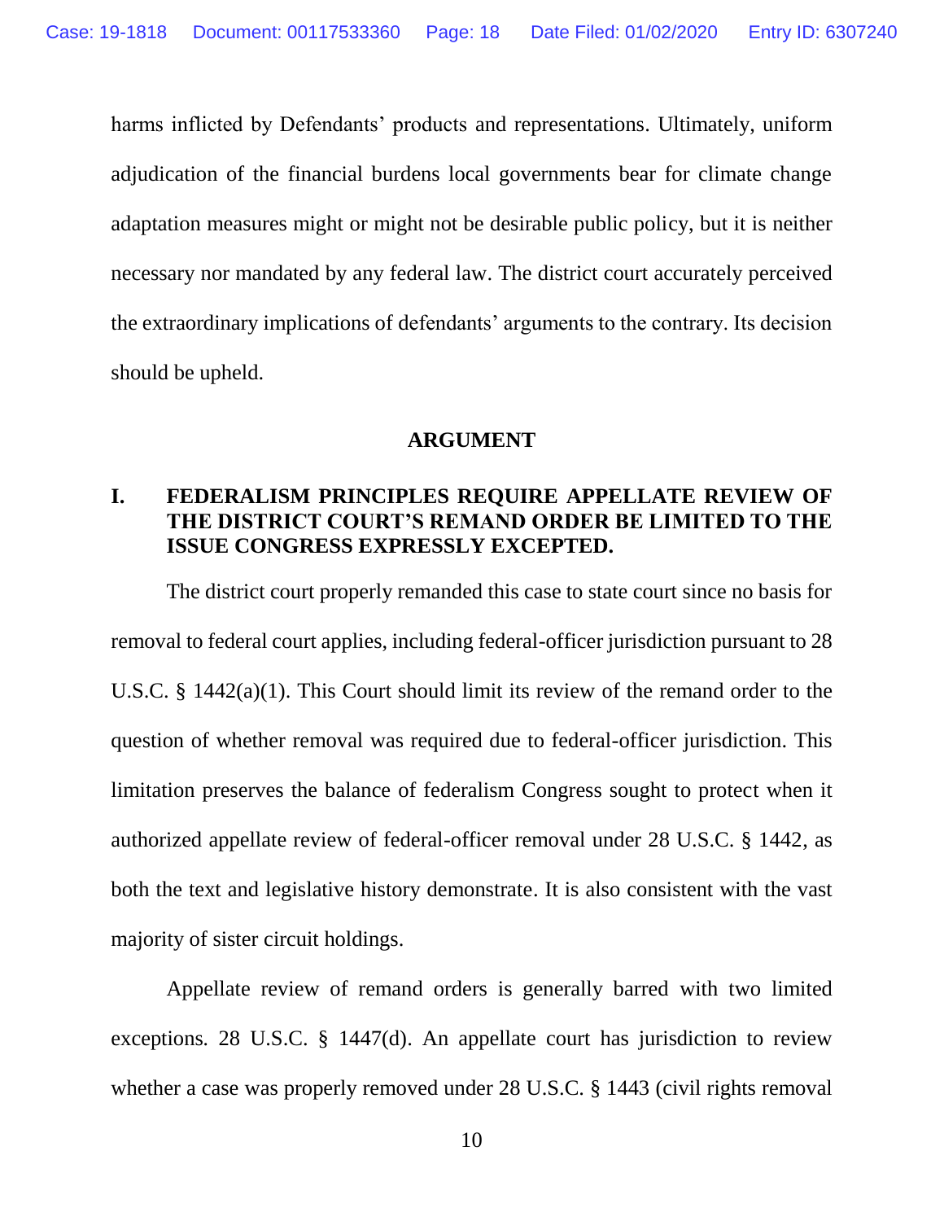harms inflicted by Defendants' products and representations. Ultimately, uniform adjudication of the financial burdens local governments bear for climate change adaptation measures might or might not be desirable public policy, but it is neither necessary nor mandated by any federal law. The district court accurately perceived the extraordinary implications of defendants' arguments to the contrary. Its decision should be upheld.

## ARGUMENT

### I. FEDERALISM PRINCIPLES REQUIRE APPELLATE REVIEW OF THE DISTRICT COURT'S REMAND ORDER BE LIMITED TO THE ISSUE CONGRESS EXPRESSLY EXCEPTED.

The district court properly remanded this case to state court since no basis for removal to federal court applies, including federal-officer jurisdiction pursuant to 28 U.S.C. § 1442(a)(1). This Court should limit its review of the remand order to the question of whether removal was required due to federal-officer jurisdiction. This limitation preserves the balance of federalism Congress sought to protect when it authorized appellate review of federal-officer removal under 28 U.S.C. § 1442, as both the text and legislative history demonstrate. It is also consistent with the vast majority of sister circuit holdings.

Appellate review of remand orders is generally barred with two limited exceptions. 28 U.S.C. § 1447(d). An appellate court has jurisdiction to review whether a case was properly removed under 28 U.S.C. § 1443 (civil rights removal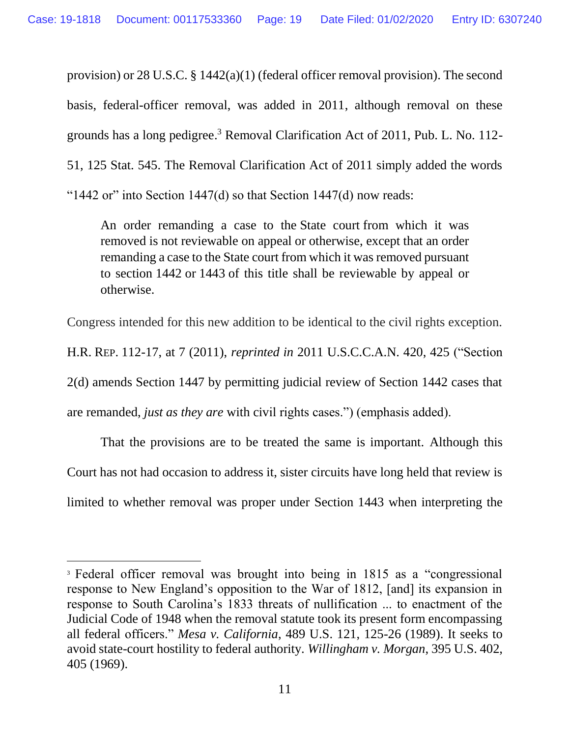provision) or 28 U.S.C. § 1442(a)(1) (federal officer removal provision). The second basis, federal-officer removal, was added in 2011, although removal on these grounds has a long pedigree.[3] Removal Clarification Act of 2011, Pub. L. No. 112-51, 125 Stat. 545. The Removal Clarification Act of 2011 simply added the words "1442 or" into Section 1447(d) so that Section 1447(d) now reads:

> An order remanding a case to the State court from which it was removed is not reviewable on appeal or otherwise, except that an order remanding a case to the State court from which it was removed pursuant to section 1442 or 1443 of this title shall be reviewable by appeal or otherwise.

Congress intended for this new addition to be identical to the civil rights exception. H.R. REP. 112-17, at 7 (2011), *reprinted in* 2011 U.S.C.C.A.N. 420, 425 ("Section 2(d) amends Section 1447 by permitting judicial review of Section 1442 cases that are remanded, *just as they are* with civil rights cases.") (emphasis added).

That the provisions are to be treated the same is important. Although this Court has not had occasion to address it, sister circuits have long held that review is limited to whether removal was proper under Section 1443 when interpreting the

[3] Federal officer removal was brought into being in 1815 as a "congressional response to New England's opposition to the War of 1812, [and] its expansion in response to South Carolina's 1833 threats of nullification ... to enactment of the Judicial Code of 1948 when the removal statute took its present form encompassing all federal officers." *Mesa v. California*, 489 U.S. 121, 125-26 (1989). It seeks to avoid state-court hostility to federal authority. *Willingham v. Morgan*, 395 U.S. 402, 405 (1969).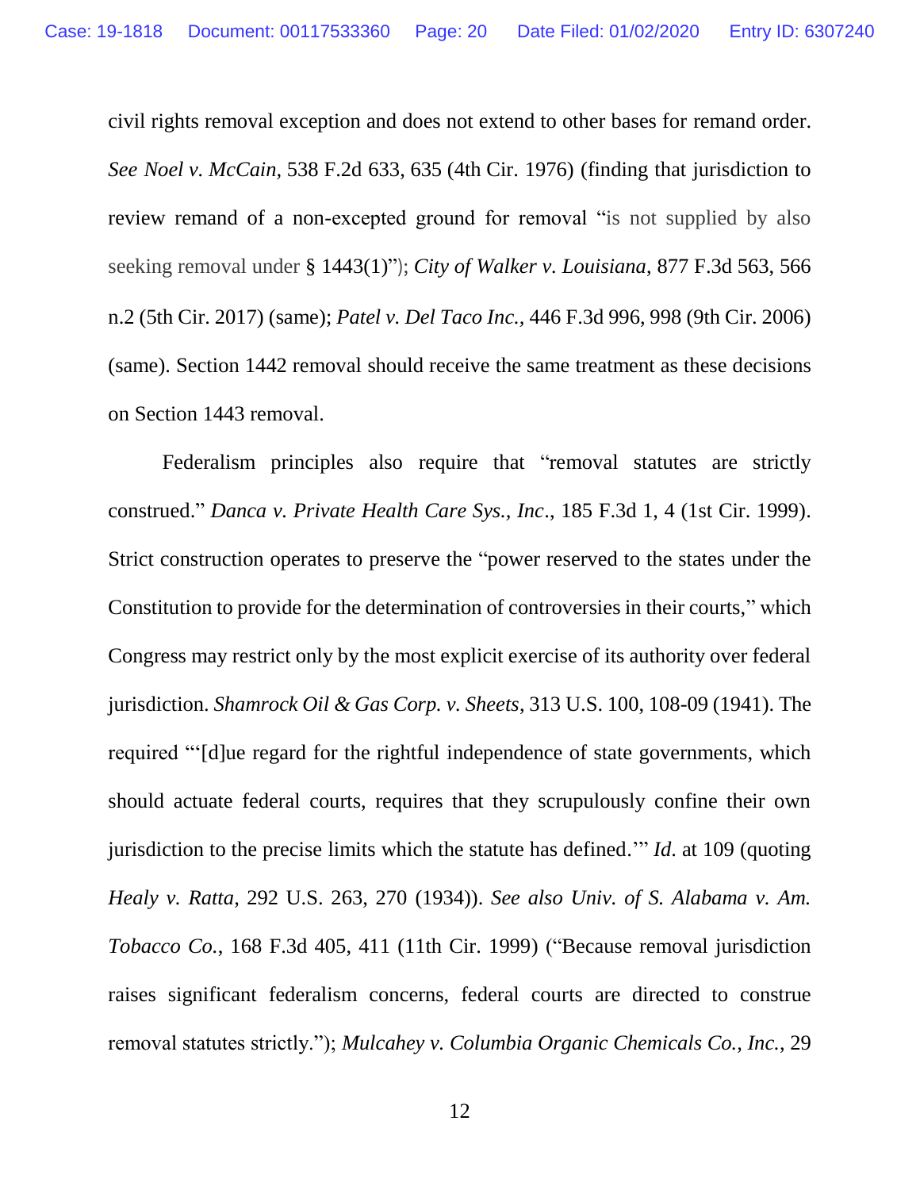civil rights removal exception and does not extend to other bases for remand order. *See Noel v. McCain*, 538 F.2d 633, 635 (4th Cir. 1976) (finding that jurisdiction to review remand of a non-excepted ground for removal "is not supplied by also seeking removal under § 1443(1)"); *City of Walker v. Louisiana*, 877 F.3d 563, 566 n.2 (5th Cir. 2017) (same); *Patel v. Del Taco Inc.*, 446 F.3d 996, 998 (9th Cir. 2006) (same). Section 1442 removal should receive the same treatment as these decisions on Section 1443 removal.

Federalism principles also require that "removal statutes are strictly construed." *Danca v. Private Health Care Sys., Inc*., 185 F.3d 1, 4 (1st Cir. 1999). Strict construction operates to preserve the "power reserved to the states under the Constitution to provide for the determination of controversies in their courts," which Congress may restrict only by the most explicit exercise of its authority over federal jurisdiction. *Shamrock Oil & Gas Corp. v. Sheets*, 313 U.S. 100, 108-09 (1941). The required "'[d]ue regard for the rightful independence of state governments, which should actuate federal courts, requires that they scrupulously confine their own jurisdiction to the precise limits which the statute has defined.'" *Id*. at 109 (quoting *Healy v. Ratta*, 292 U.S. 263, 270 (1934)). *See also Univ. of S. Alabama v. Am. Tobacco Co.*, 168 F.3d 405, 411 (11th Cir. 1999) ("Because removal jurisdiction raises significant federalism concerns, federal courts are directed to construe removal statutes strictly."); *Mulcahey v. Columbia Organic Chemicals Co., Inc.*, 29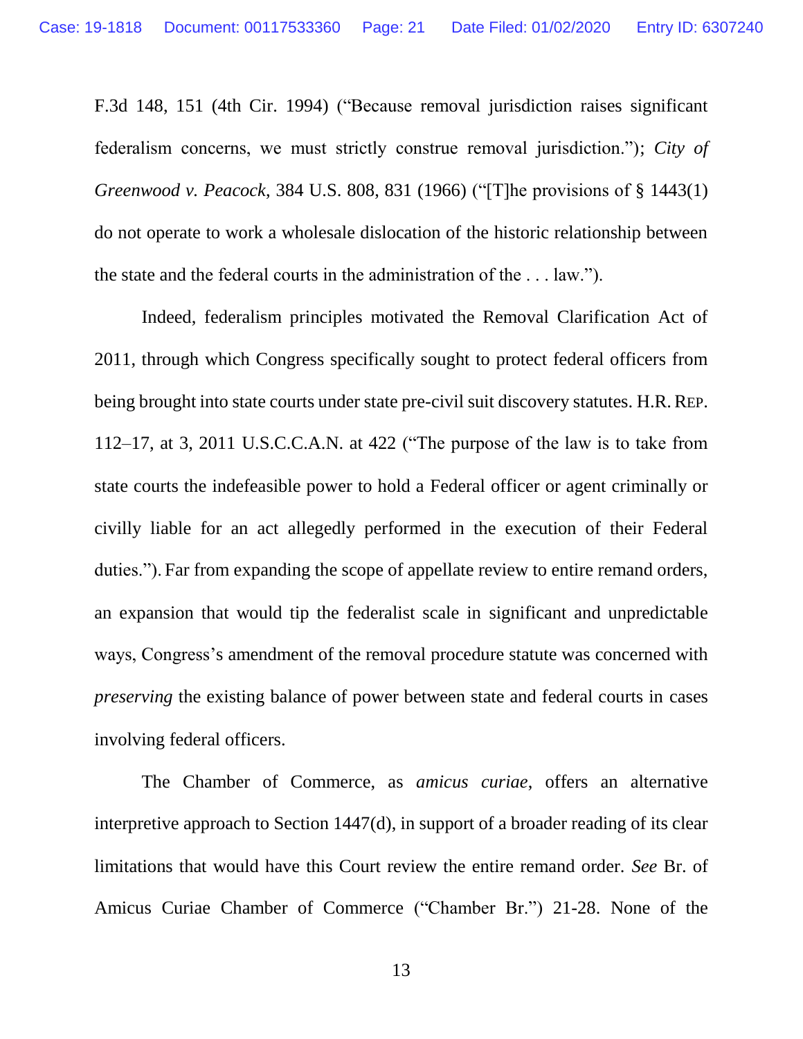F.3d 148, 151 (4th Cir. 1994) ("Because removal jurisdiction raises significant federalism concerns, we must strictly construe removal jurisdiction."); *City of Greenwood v. Peacock*, 384 U.S. 808, 831 (1966) ("[T]he provisions of § 1443(1) do not operate to work a wholesale dislocation of the historic relationship between the state and the federal courts in the administration of the . . . law.").

Indeed, federalism principles motivated the Removal Clarification Act of 2011, through which Congress specifically sought to protect federal officers from being brought into state courts under state pre-civil suit discovery statutes. H.R. REP. 112–17, at 3, 2011 U.S.C.C.A.N. at 422 ("The purpose of the law is to take from state courts the indefeasible power to hold a Federal officer or agent criminally or civilly liable for an act allegedly performed in the execution of their Federal duties."). Far from expanding the scope of appellate review to entire remand orders, an expansion that would tip the federalist scale in significant and unpredictable ways, Congress's amendment of the removal procedure statute was concerned with *preserving* the existing balance of power between state and federal courts in cases involving federal officers.

The Chamber of Commerce, as *amicus curiae*, offers an alternative interpretive approach to Section 1447(d), in support of a broader reading of its clear limitations that would have this Court review the entire remand order. *See* Br. of Amicus Curiae Chamber of Commerce ("Chamber Br.") 21-28. None of the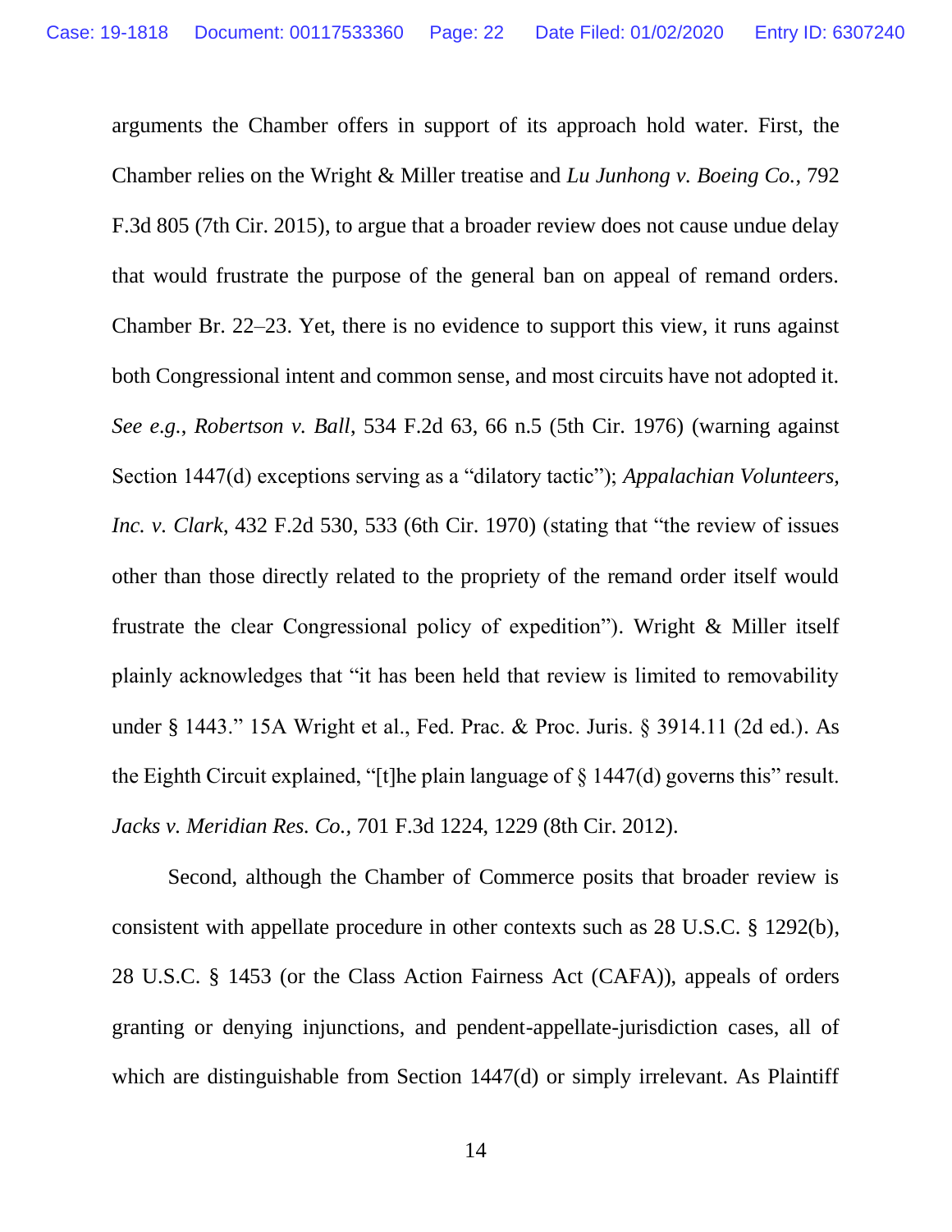arguments the Chamber offers in support of its approach hold water. First, the Chamber relies on the Wright & Miller treatise and *Lu Junhong v. Boeing Co.*, 792 F.3d 805 (7th Cir. 2015), to argue that a broader review does not cause undue delay that would frustrate the purpose of the general ban on appeal of remand orders. Chamber Br. 22–23. Yet, there is no evidence to support this view, it runs against both Congressional intent and common sense, and most circuits have not adopted it. *See e.g.*, *Robertson v. Ball*, 534 F.2d 63, 66 n.5 (5th Cir. 1976) (warning against Section 1447(d) exceptions serving as a "dilatory tactic"); *Appalachian Volunteers, Inc. v. Clark*, 432 F.2d 530, 533 (6th Cir. 1970) (stating that "the review of issues other than those directly related to the propriety of the remand order itself would frustrate the clear Congressional policy of expedition"). Wright & Miller itself plainly acknowledges that "it has been held that review is limited to removability under § 1443." 15A Wright et al., Fed. Prac. & Proc. Juris. § 3914.11 (2d ed.). As the Eighth Circuit explained, "[t]he plain language of § 1447(d) governs this" result. *Jacks v. Meridian Res. Co.*, 701 F.3d 1224, 1229 (8th Cir. 2012).

Second, although the Chamber of Commerce posits that broader review is consistent with appellate procedure in other contexts such as 28 U.S.C. § 1292(b), 28 U.S.C. § 1453 (or the Class Action Fairness Act (CAFA)), appeals of orders granting or denying injunctions, and pendent-appellate-jurisdiction cases, all of which are distinguishable from Section 1447(d) or simply irrelevant. As Plaintiff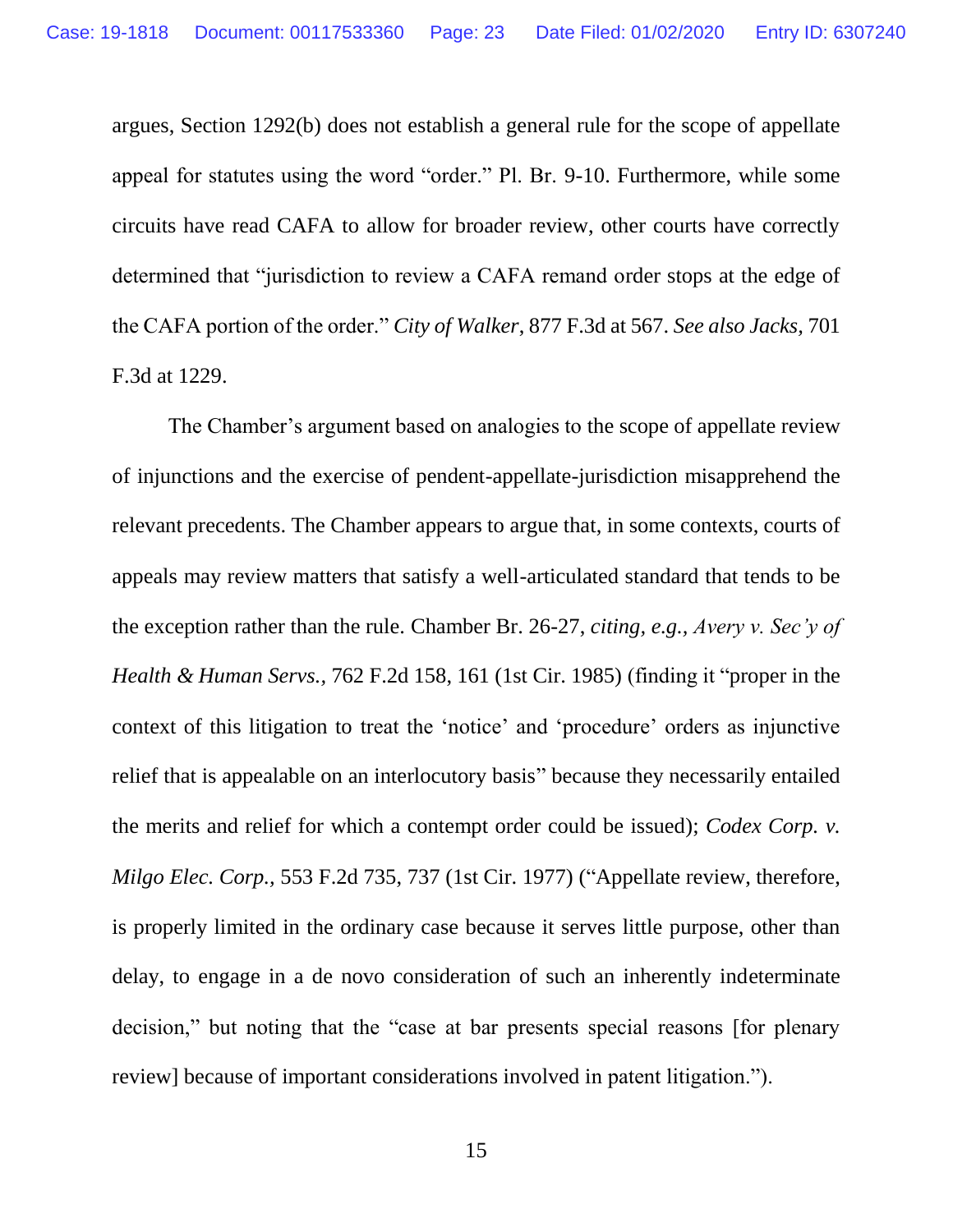argues, Section 1292(b) does not establish a general rule for the scope of appellate appeal for statutes using the word "order." Pl. Br. 9-10. Furthermore, while some circuits have read CAFA to allow for broader review, other courts have correctly determined that "jurisdiction to review a CAFA remand order stops at the edge of the CAFA portion of the order." *City of Walker*, 877 F.3d at 567. *See also Jacks,* 701 F.3d at 1229.

The Chamber's argument based on analogies to the scope of appellate review of injunctions and the exercise of pendent-appellate-jurisdiction misapprehend the relevant precedents. The Chamber appears to argue that, in some contexts, courts of appeals may review matters that satisfy a well-articulated standard that tends to be the exception rather than the rule. Chamber Br. 26-27, *citing, e.g., Avery v. Sec'y of Health & Human Servs.,* 762 F.2d 158, 161 (1st Cir. 1985) (finding it "proper in the context of this litigation to treat the 'notice' and 'procedure' orders as injunctive relief that is appealable on an interlocutory basis" because they necessarily entailed the merits and relief for which a contempt order could be issued); *Codex Corp. v. Milgo Elec. Corp.,* 553 F.2d 735, 737 (1st Cir. 1977) ("Appellate review, therefore, is properly limited in the ordinary case because it serves little purpose, other than delay, to engage in a de novo consideration of such an inherently indeterminate decision," but noting that the "case at bar presents special reasons [for plenary review] because of important considerations involved in patent litigation.").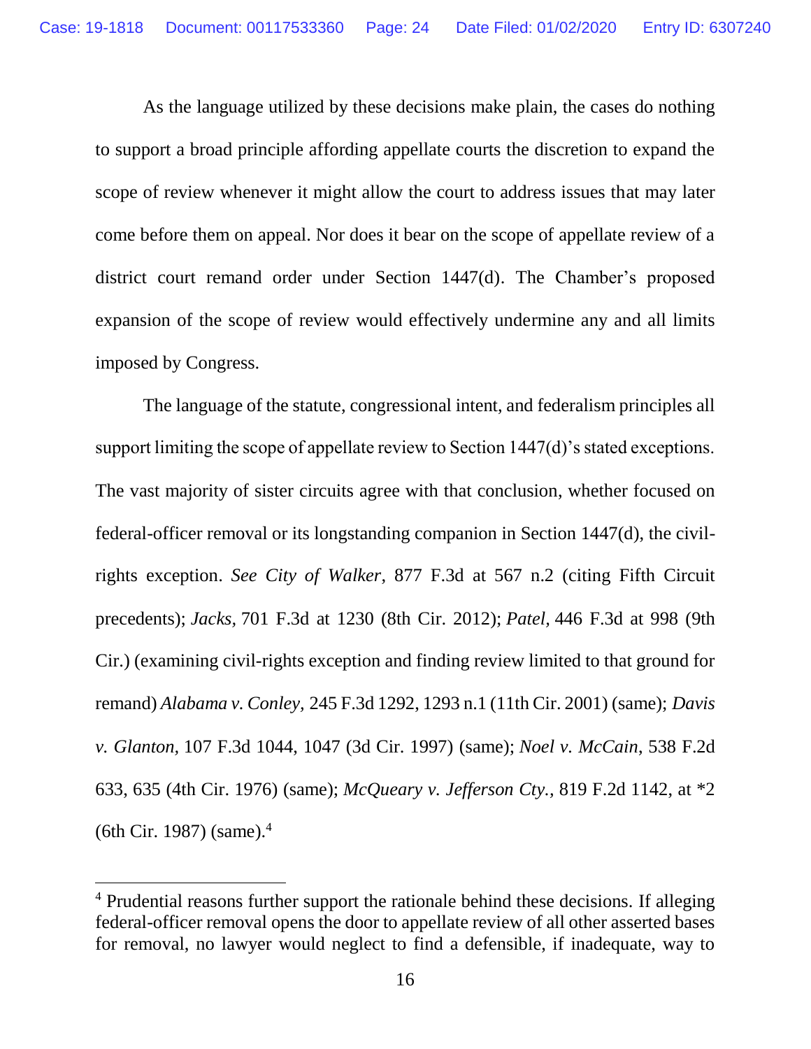As the language utilized by these decisions make plain, the cases do nothing to support a broad principle affording appellate courts the discretion to expand the scope of review whenever it might allow the court to address issues that may later come before them on appeal. Nor does it bear on the scope of appellate review of a district court remand order under Section 1447(d). The Chamber's proposed expansion of the scope of review would effectively undermine any and all limits imposed by Congress.

The language of the statute, congressional intent, and federalism principles all support limiting the scope of appellate review to Section 1447(d)'s stated exceptions. The vast majority of sister circuits agree with that conclusion, whether focused on federal-officer removal or its longstanding companion in Section 1447(d), the civil-rights exception. *See City of Walker*, 877 F.3d at 567 n.2 (citing Fifth Circuit precedents); *Jacks*, 701 F.3d at 1230 (8th Cir. 2012); *Patel*, 446 F.3d at 998 (9th Cir.) (examining civil-rights exception and finding review limited to that ground for remand) *Alabama v. Conley*, 245 F.3d 1292, 1293 n.1 (11th Cir. 2001) (same); *Davis v. Glanton*, 107 F.3d 1044, 1047 (3d Cir. 1997) (same); *Noel v. McCain*, 538 F.2d 633, 635 (4th Cir. 1976) (same); *McQueary v. Jefferson Cty.*, 819 F.2d 1142, at *2 (6th Cir. 1987) (same).[4]

---

[4] Prudential reasons further support the rationale behind these decisions. If alleging federal-officer removal opens the door to appellate review of all other asserted bases for removal, no lawyer would neglect to find a defensible, if inadequate, way to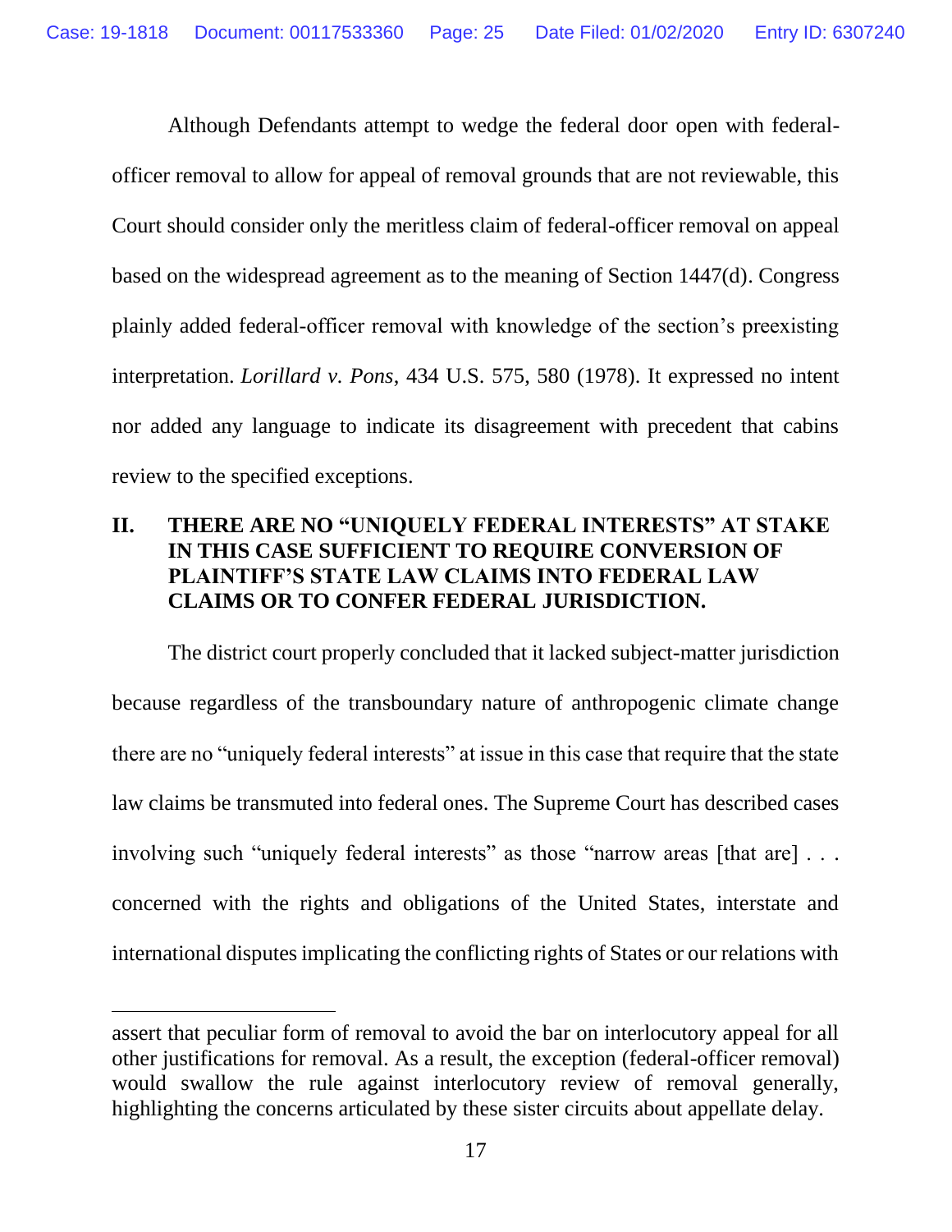Although Defendants attempt to wedge the federal door open with federal-officer removal to allow for appeal of removal grounds that are not reviewable, this Court should consider only the meritless claim of federal-officer removal on appeal based on the widespread agreement as to the meaning of Section 1447(d). Congress plainly added federal-officer removal with knowledge of the section's preexisting interpretation. *Lorillard v. Pons*, 434 U.S. 575, 580 (1978). It expressed no intent nor added any language to indicate its disagreement with precedent that cabins review to the specified exceptions.

## II. THERE ARE NO "UNIQUELY FEDERAL INTERESTS" AT STAKE IN THIS CASE SUFFICIENT TO REQUIRE CONVERSION OF PLAINTIFF'S STATE LAW CLAIMS INTO FEDERAL LAW CLAIMS OR TO CONFER FEDERAL JURISDICTION.

The district court properly concluded that it lacked subject-matter jurisdiction because regardless of the transboundary nature of anthropogenic climate change there are no "uniquely federal interests" at issue in this case that require that the state law claims be transmuted into federal ones. The Supreme Court has described cases involving such "uniquely federal interests" as those "narrow areas [that are] . . . concerned with the rights and obligations of the United States, interstate and international disputes implicating the conflicting rights of States or our relations with

---

assert that peculiar form of removal to avoid the bar on interlocutory appeal for all other justifications for removal. As a result, the exception (federal-officer removal) would swallow the rule against interlocutory review of removal generally, highlighting the concerns articulated by these sister circuits about appellate delay.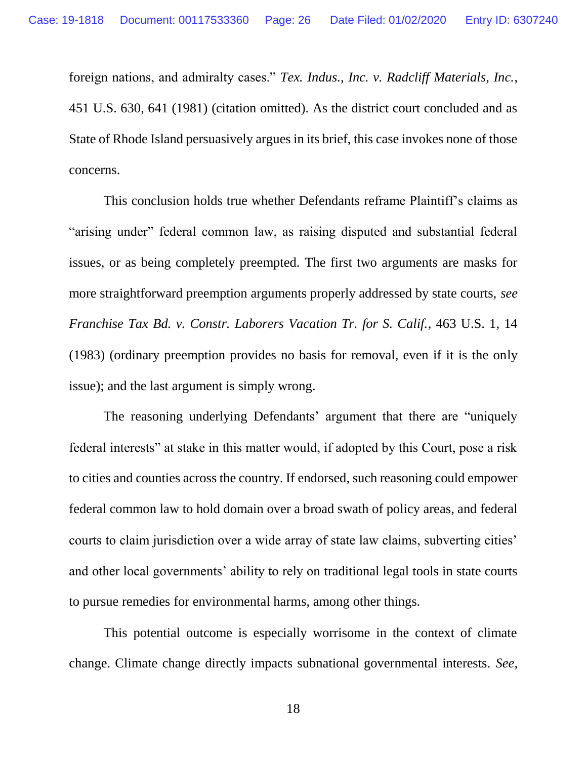foreign nations, and admiralty cases." *Tex. Indus., Inc. v. Radcliff Materials, Inc.*, 451 U.S. 630, 641 (1981) (citation omitted). As the district court concluded and as State of Rhode Island persuasively argues in its brief, this case invokes none of those concerns.

This conclusion holds true whether Defendants reframe Plaintiff's claims as "arising under" federal common law, as raising disputed and substantial federal issues, or as being completely preempted. The first two arguments are masks for more straightforward preemption arguments properly addressed by state courts, *see Franchise Tax Bd. v. Constr. Laborers Vacation Tr. for S. Calif.*, 463 U.S. 1, 14 (1983) (ordinary preemption provides no basis for removal, even if it is the only issue); and the last argument is simply wrong.

The reasoning underlying Defendants' argument that there are "uniquely federal interests" at stake in this matter would, if adopted by this Court, pose a risk to cities and counties across the country. If endorsed, such reasoning could empower federal common law to hold domain over a broad swath of policy areas, and federal courts to claim jurisdiction over a wide array of state law claims, subverting cities' and other local governments' ability to rely on traditional legal tools in state courts to pursue remedies for environmental harms, among other things.

This potential outcome is especially worrisome in the context of climate change. Climate change directly impacts subnational governmental interests. *See,*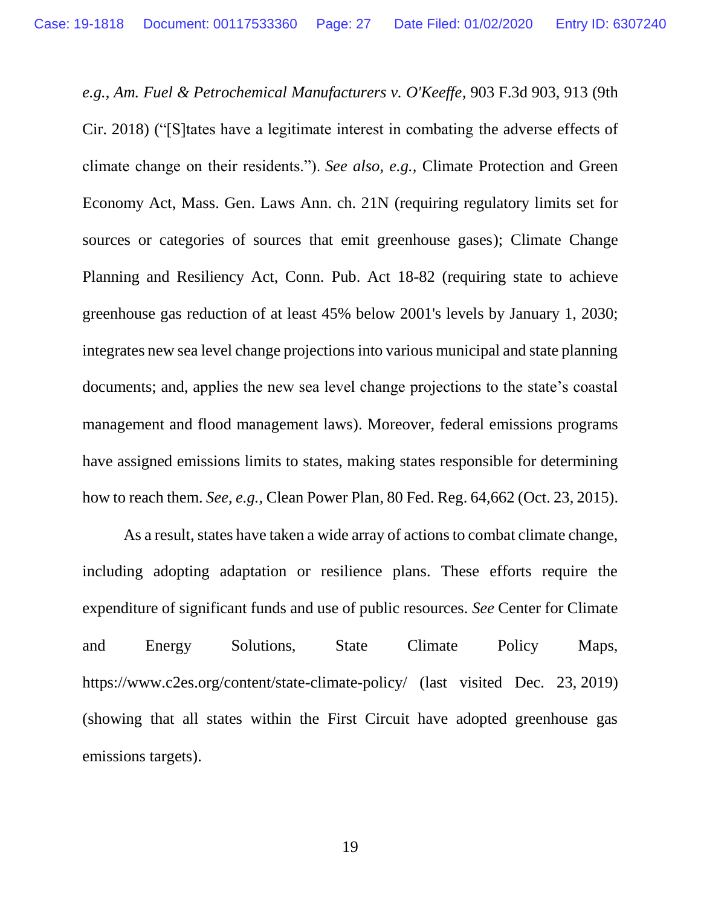*e.g.*, *Am. Fuel & Petrochemical Manufacturers v. O'Keeffe*, 903 F.3d 903, 913 (9th Cir. 2018) ("[S]tates have a legitimate interest in combating the adverse effects of climate change on their residents."). *See also*, *e.g.*, Climate Protection and Green Economy Act, Mass. Gen. Laws Ann. ch. 21N (requiring regulatory limits set for sources or categories of sources that emit greenhouse gases); Climate Change Planning and Resiliency Act, Conn. Pub. Act 18-82 (requiring state to achieve greenhouse gas reduction of at least 45% below 2001's levels by January 1, 2030; integrates new sea level change projections into various municipal and state planning documents; and, applies the new sea level change projections to the state's coastal management and flood management laws). Moreover, federal emissions programs have assigned emissions limits to states, making states responsible for determining how to reach them. *See, e.g.,* Clean Power Plan, 80 Fed. Reg. 64,662 (Oct. 23, 2015).

As a result, states have taken a wide array of actions to combat climate change, including adopting adaptation or resilience plans. These efforts require the expenditure of significant funds and use of public resources. *See* Center for Climate and Energy Solutions, State Climate Policy Maps, https://www.c2es.org/content/state-climate-policy/ (last visited Dec. 23, 2019) (showing that all states within the First Circuit have adopted greenhouse gas emissions targets).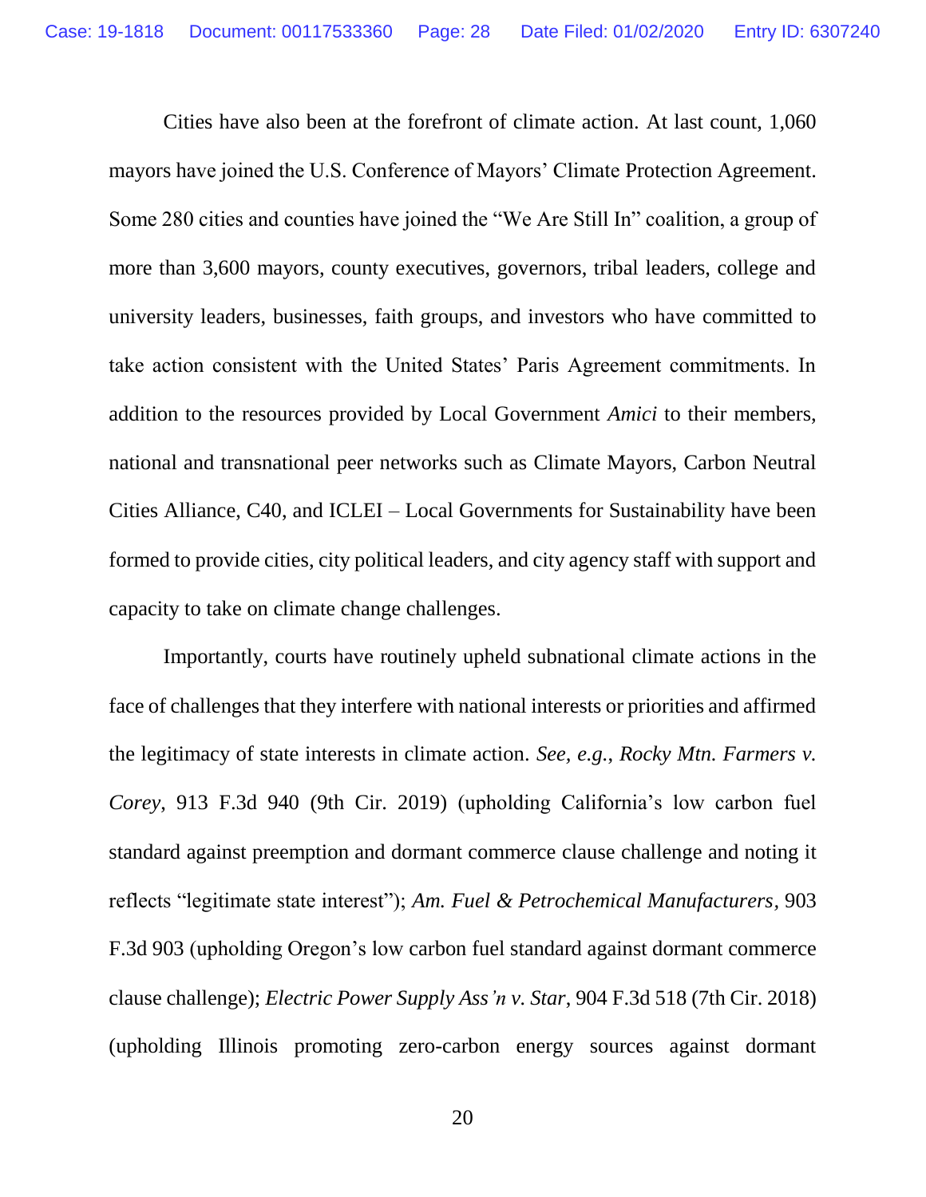Cities have also been at the forefront of climate action. At last count, 1,060 mayors have joined the U.S. Conference of Mayors' Climate Protection Agreement. Some 280 cities and counties have joined the "We Are Still In" coalition, a group of more than 3,600 mayors, county executives, governors, tribal leaders, college and university leaders, businesses, faith groups, and investors who have committed to take action consistent with the United States' Paris Agreement commitments. In addition to the resources provided by Local Government *Amici* to their members, national and transnational peer networks such as Climate Mayors, Carbon Neutral Cities Alliance, C40, and ICLEI – Local Governments for Sustainability have been formed to provide cities, city political leaders, and city agency staff with support and capacity to take on climate change challenges.

Importantly, courts have routinely upheld subnational climate actions in the face of challenges that they interfere with national interests or priorities and affirmed the legitimacy of state interests in climate action. *See, e.g.*, *Rocky Mtn. Farmers v. Corey*, 913 F.3d 940 (9th Cir. 2019) (upholding California's low carbon fuel standard against preemption and dormant commerce clause challenge and noting it reflects "legitimate state interest"); *Am. Fuel & Petrochemical Manufacturers*, 903 F.3d 903 (upholding Oregon's low carbon fuel standard against dormant commerce clause challenge); *Electric Power Supply Ass'n v. Star*, 904 F.3d 518 (7th Cir. 2018) (upholding Illinois promoting zero-carbon energy sources against dormant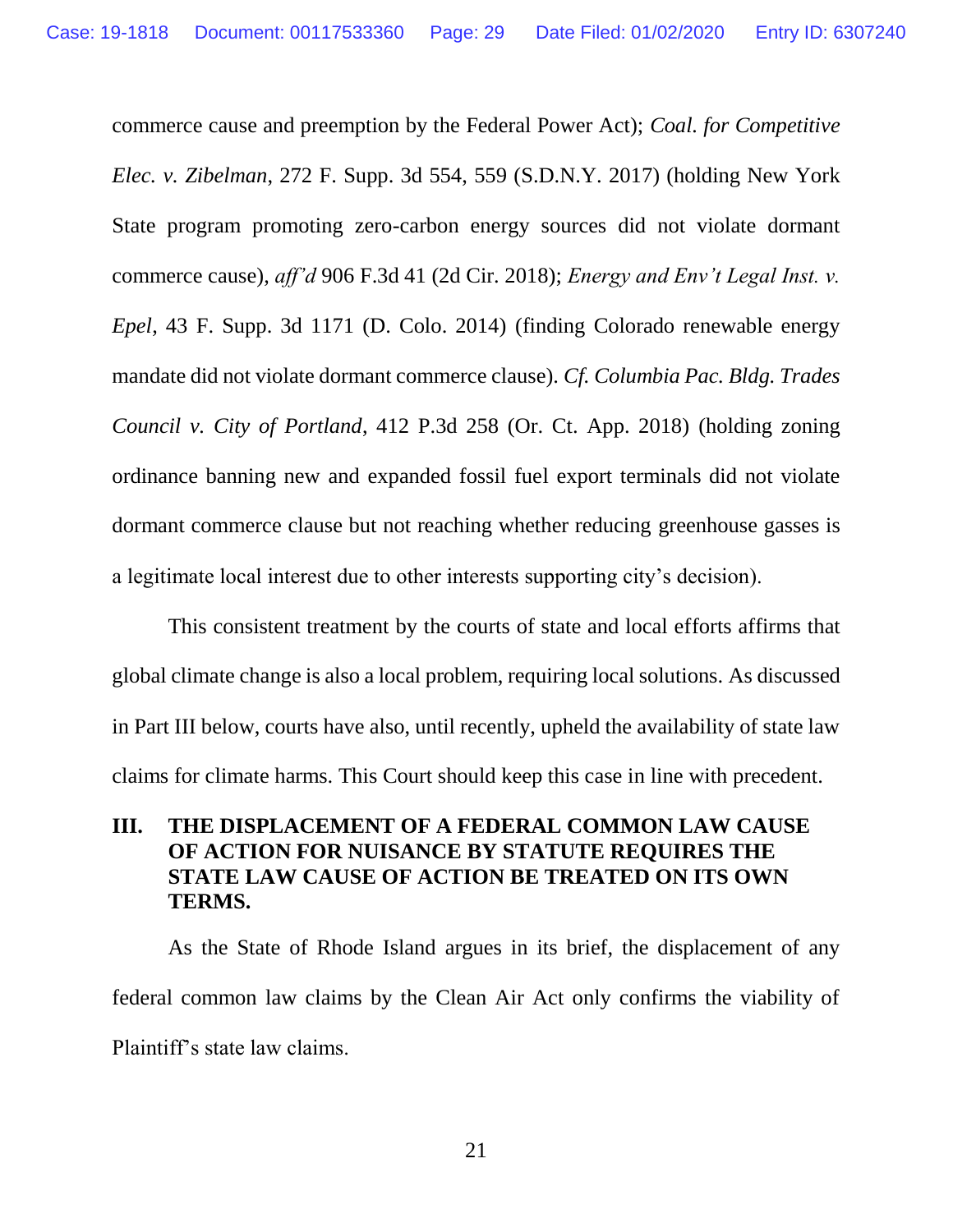commerce cause and preemption by the Federal Power Act); *Coal. for Competitive Elec. v. Zibelman*, 272 F. Supp. 3d 554, 559 (S.D.N.Y. 2017) (holding New York State program promoting zero-carbon energy sources did not violate dormant commerce cause), *aff'd* 906 F.3d 41 (2d Cir. 2018); *Energy and Env't Legal Inst. v. Epel*, 43 F. Supp. 3d 1171 (D. Colo. 2014) (finding Colorado renewable energy mandate did not violate dormant commerce clause). *Cf. Columbia Pac. Bldg. Trades Council v. City of Portland*, 412 P.3d 258 (Or. Ct. App. 2018) (holding zoning ordinance banning new and expanded fossil fuel export terminals did not violate dormant commerce clause but not reaching whether reducing greenhouse gasses is a legitimate local interest due to other interests supporting city's decision).

This consistent treatment by the courts of state and local efforts affirms that global climate change is also a local problem, requiring local solutions. As discussed in Part III below, courts have also, until recently, upheld the availability of state law claims for climate harms. This Court should keep this case in line with precedent.

## III. THE DISPLACEMENT OF A FEDERAL COMMON LAW CAUSE OF ACTION FOR NUISANCE BY STATUTE REQUIRES THE STATE LAW CAUSE OF ACTION BE TREATED ON ITS OWN TERMS.

As the State of Rhode Island argues in its brief, the displacement of any federal common law claims by the Clean Air Act only confirms the viability of Plaintiff's state law claims.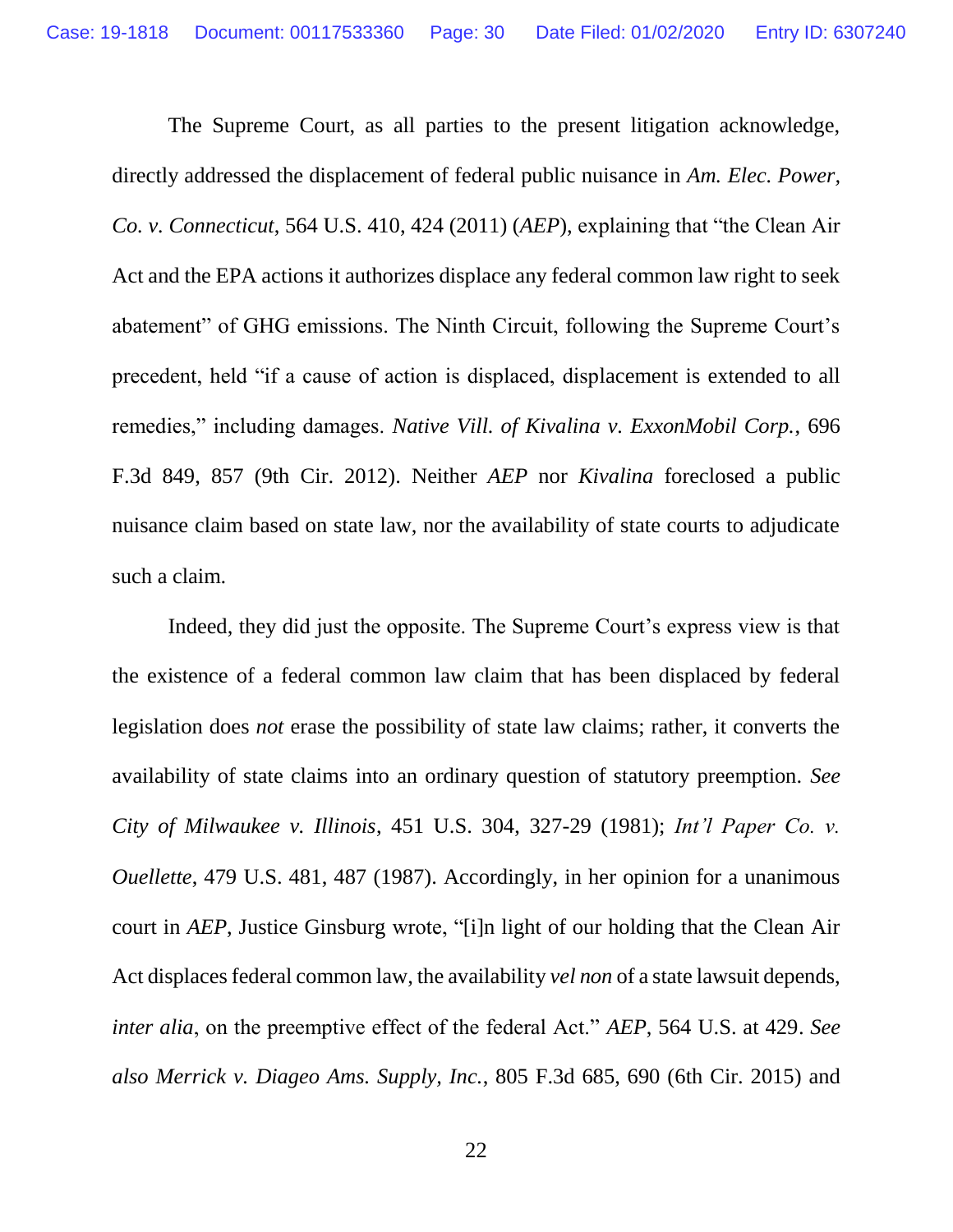The Supreme Court, as all parties to the present litigation acknowledge, directly addressed the displacement of federal public nuisance in *Am. Elec. Power, Co. v. Connecticut*, 564 U.S. 410, 424 (2011) (*AEP*), explaining that "the Clean Air Act and the EPA actions it authorizes displace any federal common law right to seek abatement" of GHG emissions. The Ninth Circuit, following the Supreme Court's precedent, held "if a cause of action is displaced, displacement is extended to all remedies," including damages. *Native Vill. of Kivalina v. ExxonMobil Corp.*, 696 F.3d 849, 857 (9th Cir. 2012). Neither *AEP* nor *Kivalina* foreclosed a public nuisance claim based on state law, nor the availability of state courts to adjudicate such a claim.

Indeed, they did just the opposite. The Supreme Court's express view is that the existence of a federal common law claim that has been displaced by federal legislation does *not* erase the possibility of state law claims; rather, it converts the availability of state claims into an ordinary question of statutory preemption. *See City of Milwaukee v. Illinois*, 451 U.S. 304, 327-29 (1981); *Int'l Paper Co. v. Ouellette*, 479 U.S. 481, 487 (1987). Accordingly, in her opinion for a unanimous court in *AEP*, Justice Ginsburg wrote, "[i]n light of our holding that the Clean Air Act displaces federal common law, the availability *vel non* of a state lawsuit depends, *inter alia*, on the preemptive effect of the federal Act." *AEP*, 564 U.S. at 429. *See also Merrick v. Diageo Ams. Supply, Inc.*, 805 F.3d 685, 690 (6th Cir. 2015) and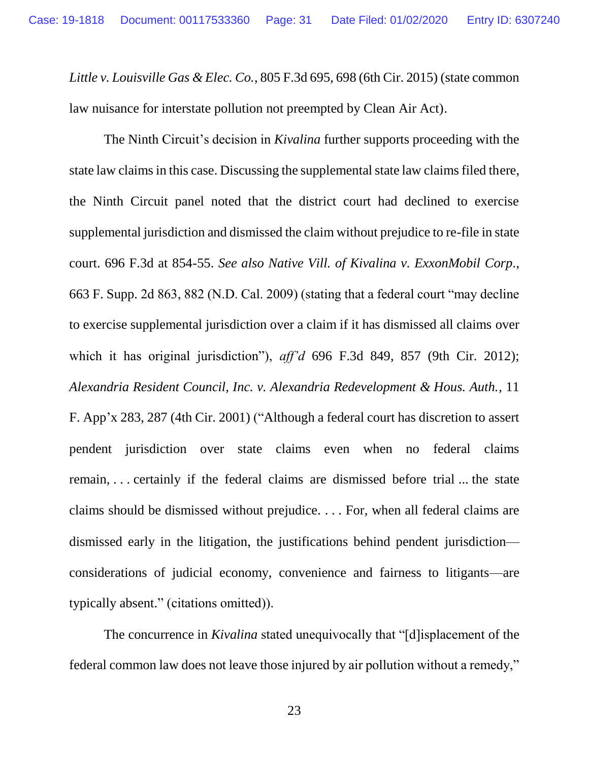*Little v. Louisville Gas & Elec. Co.*, 805 F.3d 695, 698 (6th Cir. 2015) (state common law nuisance for interstate pollution not preempted by Clean Air Act).

The Ninth Circuit's decision in *Kivalina* further supports proceeding with the state law claims in this case. Discussing the supplemental state law claims filed there, the Ninth Circuit panel noted that the district court had declined to exercise supplemental jurisdiction and dismissed the claim without prejudice to re-file in state court. 696 F.3d at 854-55. *See also Native Vill. of Kivalina v. ExxonMobil Corp.*, 663 F. Supp. 2d 863, 882 (N.D. Cal. 2009) (stating that a federal court "may decline to exercise supplemental jurisdiction over a claim if it has dismissed all claims over which it has original jurisdiction"), *aff'd* 696 F.3d 849, 857 (9th Cir. 2012); *Alexandria Resident Council, Inc. v. Alexandria Redevelopment & Hous. Auth.*, 11 F. App'x 283, 287 (4th Cir. 2001) ("Although a federal court has discretion to assert pendent jurisdiction over state claims even when no federal claims remain, . . . certainly if the federal claims are dismissed before trial ... the state claims should be dismissed without prejudice. . . . For, when all federal claims are dismissed early in the litigation, the justifications behind pendent jurisdiction—considerations of judicial economy, convenience and fairness to litigants—are typically absent." (citations omitted)).

The concurrence in *Kivalina* stated unequivocally that "[d]isplacement of the federal common law does not leave those injured by air pollution without a remedy,"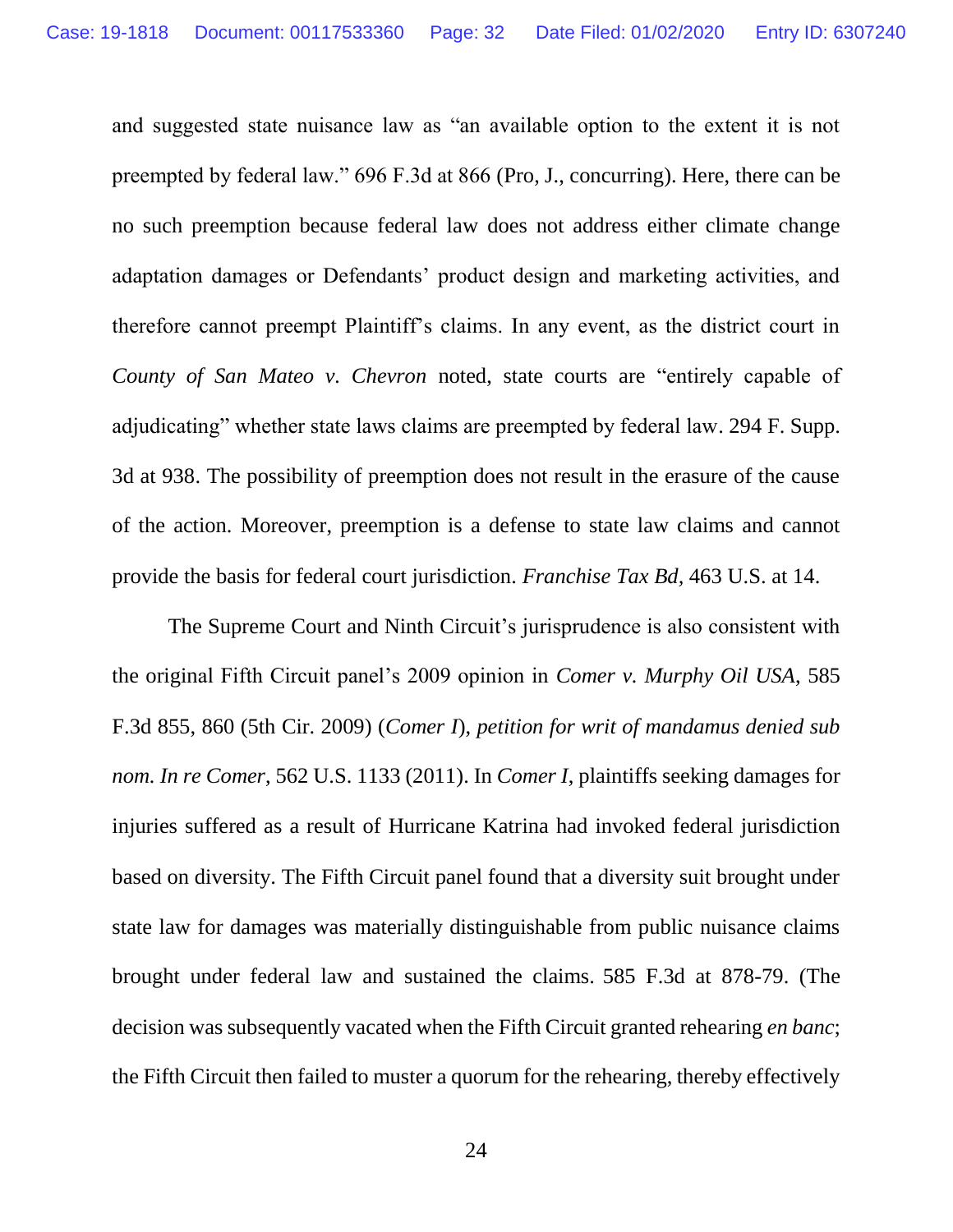and suggested state nuisance law as "an available option to the extent it is not preempted by federal law." 696 F.3d at 866 (Pro, J., concurring). Here, there can be no such preemption because federal law does not address either climate change adaptation damages or Defendants' product design and marketing activities, and therefore cannot preempt Plaintiff's claims. In any event, as the district court in *County of San Mateo v. Chevron* noted, state courts are "entirely capable of adjudicating" whether state laws claims are preempted by federal law. 294 F. Supp. 3d at 938. The possibility of preemption does not result in the erasure of the cause of the action. Moreover, preemption is a defense to state law claims and cannot provide the basis for federal court jurisdiction. *Franchise Tax Bd*, 463 U.S. at 14.

The Supreme Court and Ninth Circuit's jurisprudence is also consistent with the original Fifth Circuit panel's 2009 opinion in *Comer v. Murphy Oil USA*, 585 F.3d 855, 860 (5th Cir. 2009) (*Comer I*), *petition for writ of mandamus denied sub nom. In re Comer*, 562 U.S. 1133 (2011). In *Comer I*, plaintiffs seeking damages for injuries suffered as a result of Hurricane Katrina had invoked federal jurisdiction based on diversity. The Fifth Circuit panel found that a diversity suit brought under state law for damages was materially distinguishable from public nuisance claims brought under federal law and sustained the claims. 585 F.3d at 878-79. (The decision was subsequently vacated when the Fifth Circuit granted rehearing *en banc*; the Fifth Circuit then failed to muster a quorum for the rehearing, thereby effectively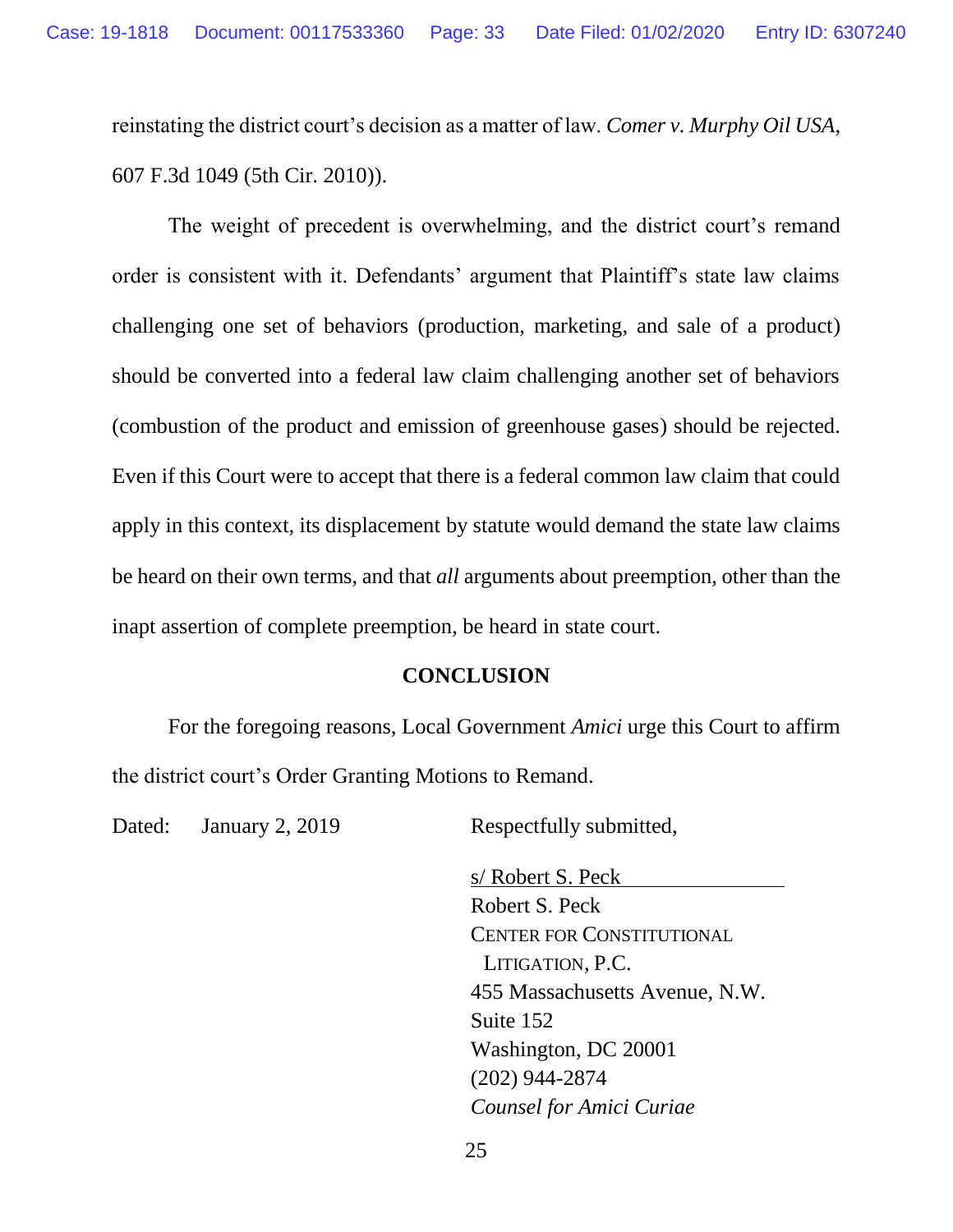reinstating the district court's decision as a matter of law. *Comer v. Murphy Oil USA*, 607 F.3d 1049 (5th Cir. 2010)).

The weight of precedent is overwhelming, and the district court's remand order is consistent with it. Defendants' argument that Plaintiff's state law claims challenging one set of behaviors (production, marketing, and sale of a product) should be converted into a federal law claim challenging another set of behaviors (combustion of the product and emission of greenhouse gases) should be rejected. Even if this Court were to accept that there is a federal common law claim that could apply in this context, its displacement by statute would demand the state law claims be heard on their own terms, and that *all* arguments about preemption, other than the inapt assertion of complete preemption, be heard in state court.

## CONCLUSION

For the foregoing reasons, Local Government *Amici* urge this Court to affirm the district court's Order Granting Motions to Remand.

Dated: January 2, 2019

Respectfully submitted,

s/ Robert S. Peck
Robert S. Peck
CENTER FOR CONSTITUTIONAL LITIGATION, P.C.
455 Massachusetts Avenue, N.W.
Suite 152
Washington, DC 20001
(202) 944-2874
*Counsel for Amici Curiae*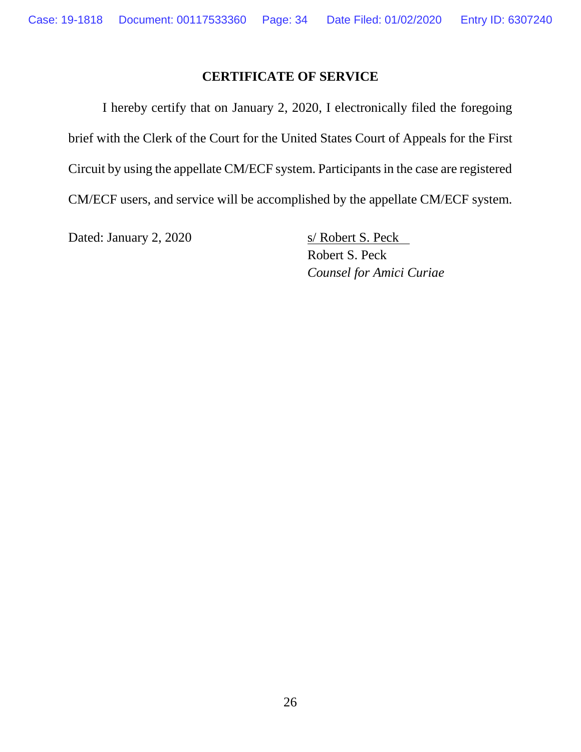## CERTIFICATE OF SERVICE

I hereby certify that on January 2, 2020, I electronically filed the foregoing brief with the Clerk of the Court for the United States Court of Appeals for the First Circuit by using the appellate CM/ECF system. Participants in the case are registered CM/ECF users, and service will be accomplished by the appellate CM/ECF system.

Dated: January 2, 2020

s/ Robert S. Peck
Robert S. Peck
*Counsel for Amici Curiae*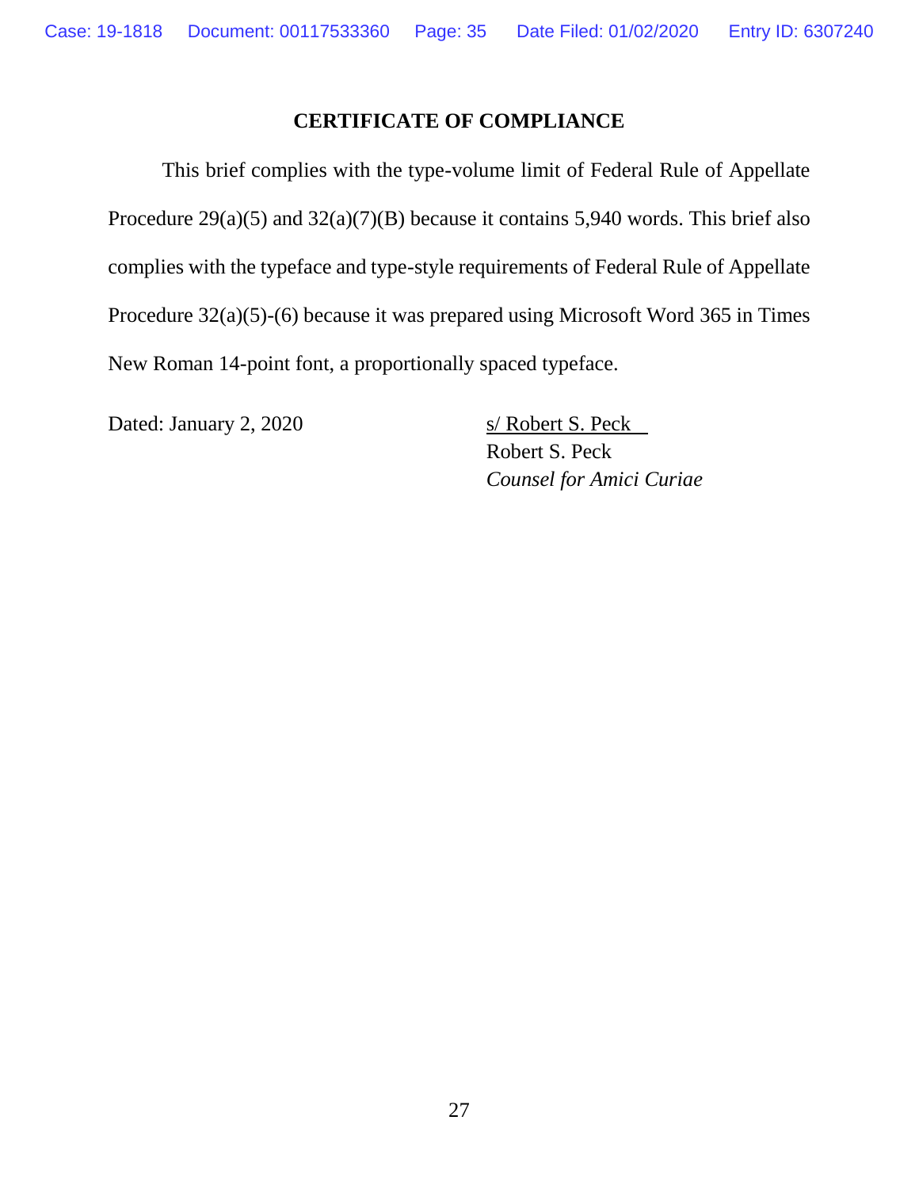## CERTIFICATE OF COMPLIANCE

This brief complies with the type-volume limit of Federal Rule of Appellate Procedure 29(a)(5) and 32(a)(7)(B) because it contains 5,940 words. This brief also complies with the typeface and type-style requirements of Federal Rule of Appellate Procedure 32(a)(5)-(6) because it was prepared using Microsoft Word 365 in Times New Roman 14-point font, a proportionally spaced typeface.

Dated: January 2, 2020

s/ Robert S. Peck
Robert S. Peck
*Counsel for Amici Curiae*